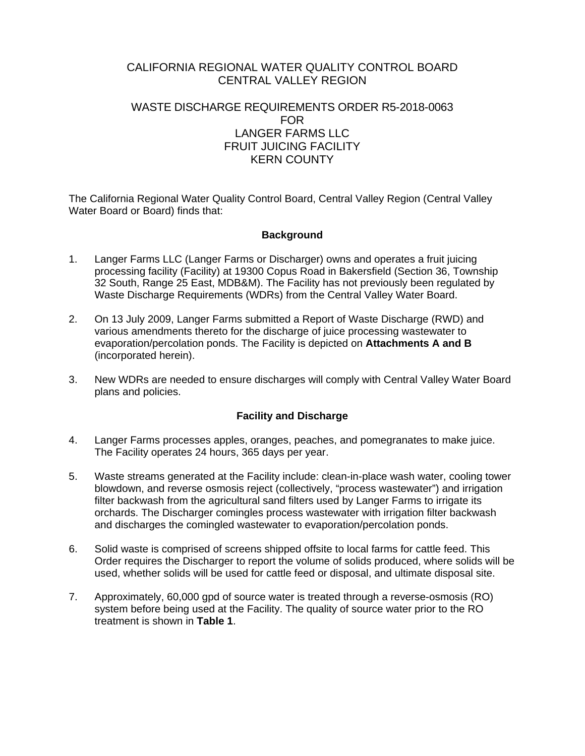# CALIFORNIA REGIONAL WATER QUALITY CONTROL BOARD
# CENTRAL VALLEY REGION

## WASTE DISCHARGE REQUIREMENTS ORDER R5-2018-0063
## FOR
## LANGER FARMS LLC
## FRUIT JUICING FACILITY
## KERN COUNTY

The California Regional Water Quality Control Board, Central Valley Region (Central Valley Water Board or Board) finds that:

### Background

1. Langer Farms LLC (Langer Farms or Discharger) owns and operates a fruit juicing processing facility (Facility) at 19300 Copus Road in Bakersfield (Section 36, Township 32 South, Range 25 East, MDB&M). The Facility has not previously been regulated by Waste Discharge Requirements (WDRs) from the Central Valley Water Board.

2. On 13 July 2009, Langer Farms submitted a Report of Waste Discharge (RWD) and various amendments thereto for the discharge of juice processing wastewater to evaporation/percolation ponds. The Facility is depicted on **Attachments A and B** (incorporated herein).

3. New WDRs are needed to ensure discharges will comply with Central Valley Water Board plans and policies.

### Facility and Discharge

4. Langer Farms processes apples, oranges, peaches, and pomegranates to make juice. The Facility operates 24 hours, 365 days per year.

5. Waste streams generated at the Facility include: clean-in-place wash water, cooling tower blowdown, and reverse osmosis reject (collectively, "process wastewater") and irrigation filter backwash from the agricultural sand filters used by Langer Farms to irrigate its orchards. The Discharger comingles process wastewater with irrigation filter backwash and discharges the comingled wastewater to evaporation/percolation ponds.

6. Solid waste is comprised of screens shipped offsite to local farms for cattle feed. This Order requires the Discharger to report the volume of solids produced, where solids will be used, whether solids will be used for cattle feed or disposal, and ultimate disposal site.

7. Approximately, 60,000 gpd of source water is treated through a reverse-osmosis (RO) system before being used at the Facility. The quality of source water prior to the RO treatment is shown in **Table 1**.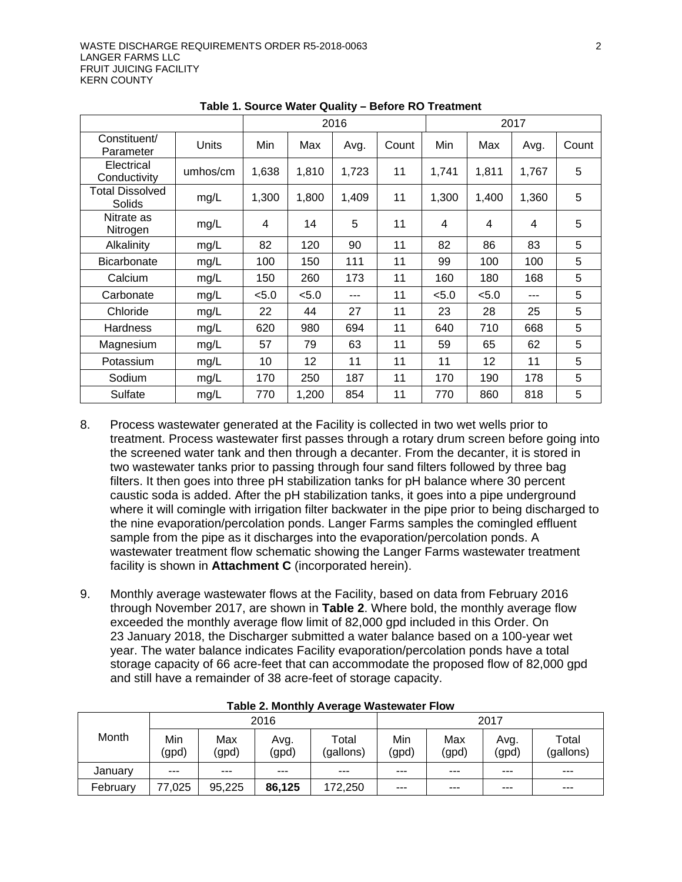**Table 1. Source Water Quality – Before RO Treatment**

| | | 2016 | | | | 2017 | | | |
|---|---|---|---|---|---|---|---|---|---|
| Constituent/ Parameter | Units | Min | Max | Avg. | Count | Min | Max | Avg. | Count |
| Electrical Conductivity | umhos/cm | 1,638 | 1,810 | 1,723 | 11 | 1,741 | 1,811 | 1,767 | 5 |
| Total Dissolved Solids | mg/L | 1,300 | 1,800 | 1,409 | 11 | 1,300 | 1,400 | 1,360 | 5 |
| Nitrate as Nitrogen | mg/L | 4 | 14 | 5 | 11 | 4 | 4 | 4 | 5 |
| Alkalinity | mg/L | 82 | 120 | 90 | 11 | 82 | 86 | 83 | 5 |
| Bicarbonate | mg/L | 100 | 150 | 111 | 11 | 99 | 100 | 100 | 5 |
| Calcium | mg/L | 150 | 260 | 173 | 11 | 160 | 180 | 168 | 5 |
| Carbonate | mg/L | <5.0 | <5.0 | --- | 11 | <5.0 | <5.0 | --- | 5 |
| Chloride | mg/L | 22 | 44 | 27 | 11 | 23 | 28 | 25 | 5 |
| Hardness | mg/L | 620 | 980 | 694 | 11 | 640 | 710 | 668 | 5 |
| Magnesium | mg/L | 57 | 79 | 63 | 11 | 59 | 65 | 62 | 5 |
| Potassium | mg/L | 10 | 12 | 11 | 11 | 11 | 12 | 11 | 5 |
| Sodium | mg/L | 170 | 250 | 187 | 11 | 170 | 190 | 178 | 5 |
| Sulfate | mg/L | 770 | 1,200 | 854 | 11 | 770 | 860 | 818 | 5 |

8. Process wastewater generated at the Facility is collected in two wet wells prior to treatment. Process wastewater first passes through a rotary drum screen before going into the screened water tank and then through a decanter. From the decanter, it is stored in two wastewater tanks prior to passing through four sand filters followed by three bag filters. It then goes into three pH stabilization tanks for pH balance where 30 percent caustic soda is added. After the pH stabilization tanks, it goes into a pipe underground where it will comingle with irrigation filter backwater in the pipe prior to being discharged to the nine evaporation/percolation ponds. Langer Farms samples the comingled effluent sample from the pipe as it discharges into the evaporation/percolation ponds. A wastewater treatment flow schematic showing the Langer Farms wastewater treatment facility is shown in **Attachment C** (incorporated herein).

9. Monthly average wastewater flows at the Facility, based on data from February 2016 through November 2017, are shown in **Table 2**. Where bold, the monthly average flow exceeded the monthly average flow limit of 82,000 gpd included in this Order. On 23 January 2018, the Discharger submitted a water balance based on a 100-year wet year. The water balance indicates Facility evaporation/percolation ponds have a total storage capacity of 66 acre-feet that can accommodate the proposed flow of 82,000 gpd and still have a remainder of 38 acre-feet of storage capacity.

**Table 2. Monthly Average Wastewater Flow**

| Month | 2016 | | | | 2017 | | | |
|---|---|---|---|---|---|---|---|---|
| | Min (gpd) | Max (gpd) | Avg. (gpd) | Total (gallons) | Min (gpd) | Max (gpd) | Avg. (gpd) | Total (gallons) |
| January | --- | --- | --- | --- | --- | --- | --- | --- |
| February | 77,025 | 95,225 | **86,125** | 172,250 | --- | --- | --- | --- |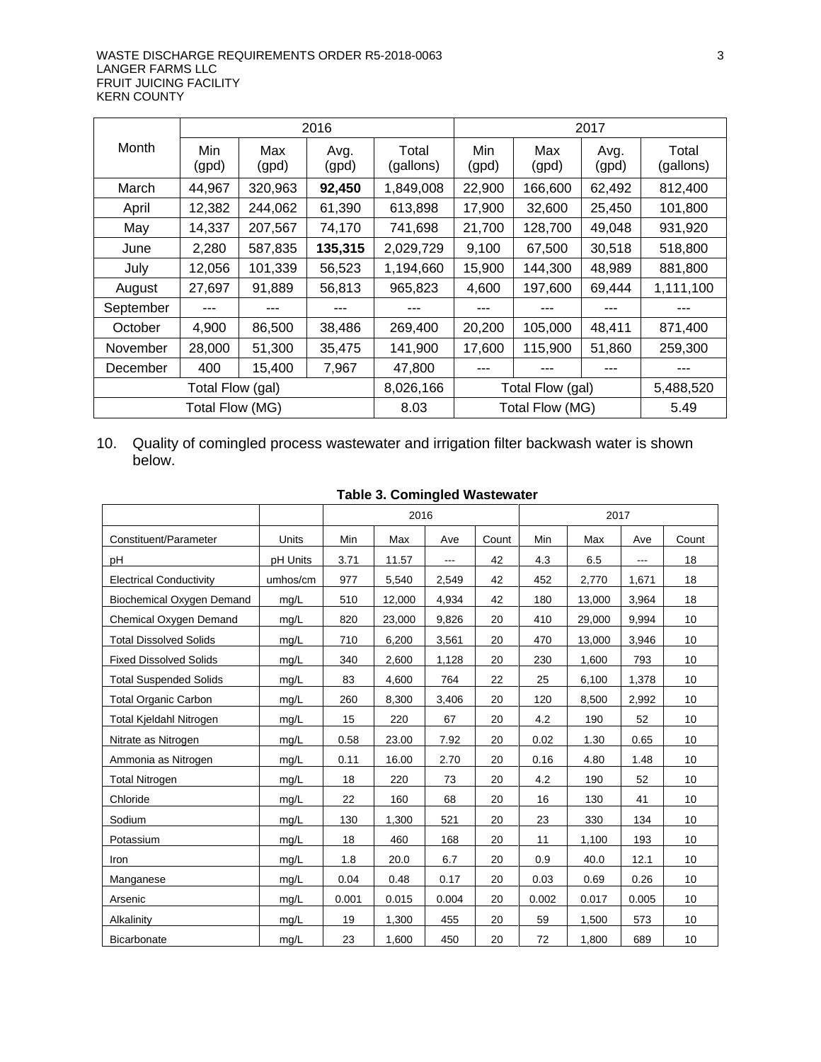| Month | 2016 | | | | 2017 | | | |
|---|---|---|---|---|---|---|---|---|
| | Min (gpd) | Max (gpd) | Avg. (gpd) | Total (gallons) | Min (gpd) | Max (gpd) | Avg. (gpd) | Total (gallons) |
| March | 44,967 | 320,963 | **92,450** | 1,849,008 | 22,900 | 166,600 | 62,492 | 812,400 |
| April | 12,382 | 244,062 | 61,390 | 613,898 | 17,900 | 32,600 | 25,450 | 101,800 |
| May | 14,337 | 207,567 | 74,170 | 741,698 | 21,700 | 128,700 | 49,048 | 931,920 |
| June | 2,280 | 587,835 | **135,315** | 2,029,729 | 9,100 | 67,500 | 30,518 | 518,800 |
| July | 12,056 | 101,339 | 56,523 | 1,194,660 | 15,900 | 144,300 | 48,989 | 881,800 |
| August | 27,697 | 91,889 | 56,813 | 965,823 | 4,600 | 197,600 | 69,444 | 1,111,100 |
| September | --- | --- | --- | --- | --- | --- | --- | --- |
| October | 4,900 | 86,500 | 38,486 | 269,400 | 20,200 | 105,000 | 48,411 | 871,400 |
| November | 28,000 | 51,300 | 35,475 | 141,900 | 17,600 | 115,900 | 51,860 | 259,300 |
| December | 400 | 15,400 | 7,967 | 47,800 | --- | --- | --- | --- |
| Total Flow (gal) | | | | 8,026,166 | Total Flow (gal) | | | 5,488,520 |
| Total Flow (MG) | | | | 8.03 | Total Flow (MG) | | | 5.49 |

10. Quality of comingled process wastewater and irrigation filter backwash water is shown below.

**Table 3. Comingled Wastewater**

| | | 2016 | | | | 2017 | | | |
|---|---|---|---|---|---|---|---|---|---|
| Constituent/Parameter | Units | Min | Max | Ave | Count | Min | Max | Ave | Count |
| pH | pH Units | 3.71 | 11.57 | --- | 42 | 4.3 | 6.5 | --- | 18 |
| Electrical Conductivity | umhos/cm | 977 | 5,540 | 2,549 | 42 | 452 | 2,770 | 1,671 | 18 |
| Biochemical Oxygen Demand | mg/L | 510 | 12,000 | 4,934 | 42 | 180 | 13,000 | 3,964 | 18 |
| Chemical Oxygen Demand | mg/L | 820 | 23,000 | 9,826 | 20 | 410 | 29,000 | 9,994 | 10 |
| Total Dissolved Solids | mg/L | 710 | 6,200 | 3,561 | 20 | 470 | 13,000 | 3,946 | 10 |
| Fixed Dissolved Solids | mg/L | 340 | 2,600 | 1,128 | 20 | 230 | 1,600 | 793 | 10 |
| Total Suspended Solids | mg/L | 83 | 4,600 | 764 | 22 | 25 | 6,100 | 1,378 | 10 |
| Total Organic Carbon | mg/L | 260 | 8,300 | 3,406 | 20 | 120 | 8,500 | 2,992 | 10 |
| Total Kjeldahl Nitrogen | mg/L | 15 | 220 | 67 | 20 | 4.2 | 190 | 52 | 10 |
| Nitrate as Nitrogen | mg/L | 0.58 | 23.00 | 7.92 | 20 | 0.02 | 1.30 | 0.65 | 10 |
| Ammonia as Nitrogen | mg/L | 0.11 | 16.00 | 2.70 | 20 | 0.16 | 4.80 | 1.48 | 10 |
| Total Nitrogen | mg/L | 18 | 220 | 73 | 20 | 4.2 | 190 | 52 | 10 |
| Chloride | mg/L | 22 | 160 | 68 | 20 | 16 | 130 | 41 | 10 |
| Sodium | mg/L | 130 | 1,300 | 521 | 20 | 23 | 330 | 134 | 10 |
| Potassium | mg/L | 18 | 460 | 168 | 20 | 11 | 1,100 | 193 | 10 |
| Iron | mg/L | 1.8 | 20.0 | 6.7 | 20 | 0.9 | 40.0 | 12.1 | 10 |
| Manganese | mg/L | 0.04 | 0.48 | 0.17 | 20 | 0.03 | 0.69 | 0.26 | 10 |
| Arsenic | mg/L | 0.001 | 0.015 | 0.004 | 20 | 0.002 | 0.017 | 0.005 | 10 |
| Alkalinity | mg/L | 19 | 1,300 | 455 | 20 | 59 | 1,500 | 573 | 10 |
| Bicarbonate | mg/L | 23 | 1,600 | 450 | 20 | 72 | 1,800 | 689 | 10 |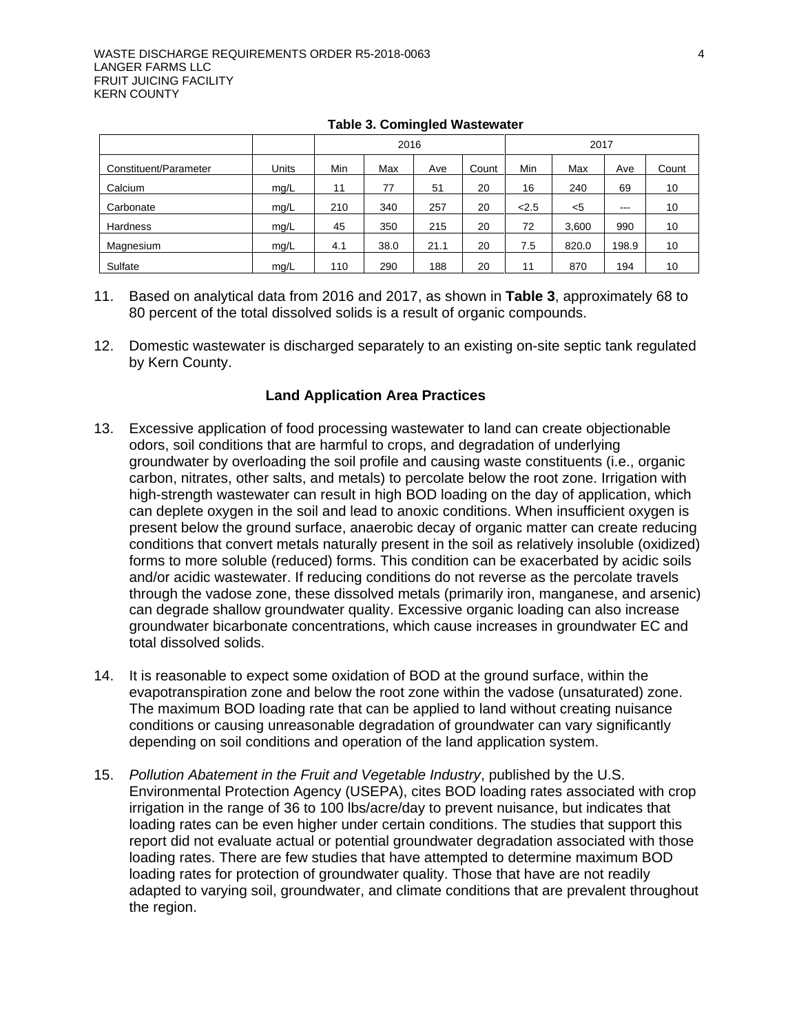**Table 3. Comingled Wastewater**

| | | 2016 | | | | 2017 | | | |
|---|---|---|---|---|---|---|---|---|---|
| Constituent/Parameter | Units | Min | Max | Ave | Count | Min | Max | Ave | Count |
| Calcium | mg/L | 11 | 77 | 51 | 20 | 16 | 240 | 69 | 10 |
| Carbonate | mg/L | 210 | 340 | 257 | 20 | <2.5 | <5 | --- | 10 |
| Hardness | mg/L | 45 | 350 | 215 | 20 | 72 | 3,600 | 990 | 10 |
| Magnesium | mg/L | 4.1 | 38.0 | 21.1 | 20 | 7.5 | 820.0 | 198.9 | 10 |
| Sulfate | mg/L | 110 | 290 | 188 | 20 | 11 | 870 | 194 | 10 |

11. Based on analytical data from 2016 and 2017, as shown in **Table 3**, approximately 68 to 80 percent of the total dissolved solids is a result of organic compounds.

12. Domestic wastewater is discharged separately to an existing on-site septic tank regulated by Kern County.

### Land Application Area Practices

13. Excessive application of food processing wastewater to land can create objectionable odors, soil conditions that are harmful to crops, and degradation of underlying groundwater by overloading the soil profile and causing waste constituents (i.e., organic carbon, nitrates, other salts, and metals) to percolate below the root zone. Irrigation with high-strength wastewater can result in high BOD loading on the day of application, which can deplete oxygen in the soil and lead to anoxic conditions. When insufficient oxygen is present below the ground surface, anaerobic decay of organic matter can create reducing conditions that convert metals naturally present in the soil as relatively insoluble (oxidized) forms to more soluble (reduced) forms. This condition can be exacerbated by acidic soils and/or acidic wastewater. If reducing conditions do not reverse as the percolate travels through the vadose zone, these dissolved metals (primarily iron, manganese, and arsenic) can degrade shallow groundwater quality. Excessive organic loading can also increase groundwater bicarbonate concentrations, which cause increases in groundwater EC and total dissolved solids.

14. It is reasonable to expect some oxidation of BOD at the ground surface, within the evapotranspiration zone and below the root zone within the vadose (unsaturated) zone. The maximum BOD loading rate that can be applied to land without creating nuisance conditions or causing unreasonable degradation of groundwater can vary significantly depending on soil conditions and operation of the land application system.

15. *Pollution Abatement in the Fruit and Vegetable Industry*, published by the U.S. Environmental Protection Agency (USEPA), cites BOD loading rates associated with crop irrigation in the range of 36 to 100 lbs/acre/day to prevent nuisance, but indicates that loading rates can be even higher under certain conditions. The studies that support this report did not evaluate actual or potential groundwater degradation associated with those loading rates. There are few studies that have attempted to determine maximum BOD loading rates for protection of groundwater quality. Those that have are not readily adapted to varying soil, groundwater, and climate conditions that are prevalent throughout the region.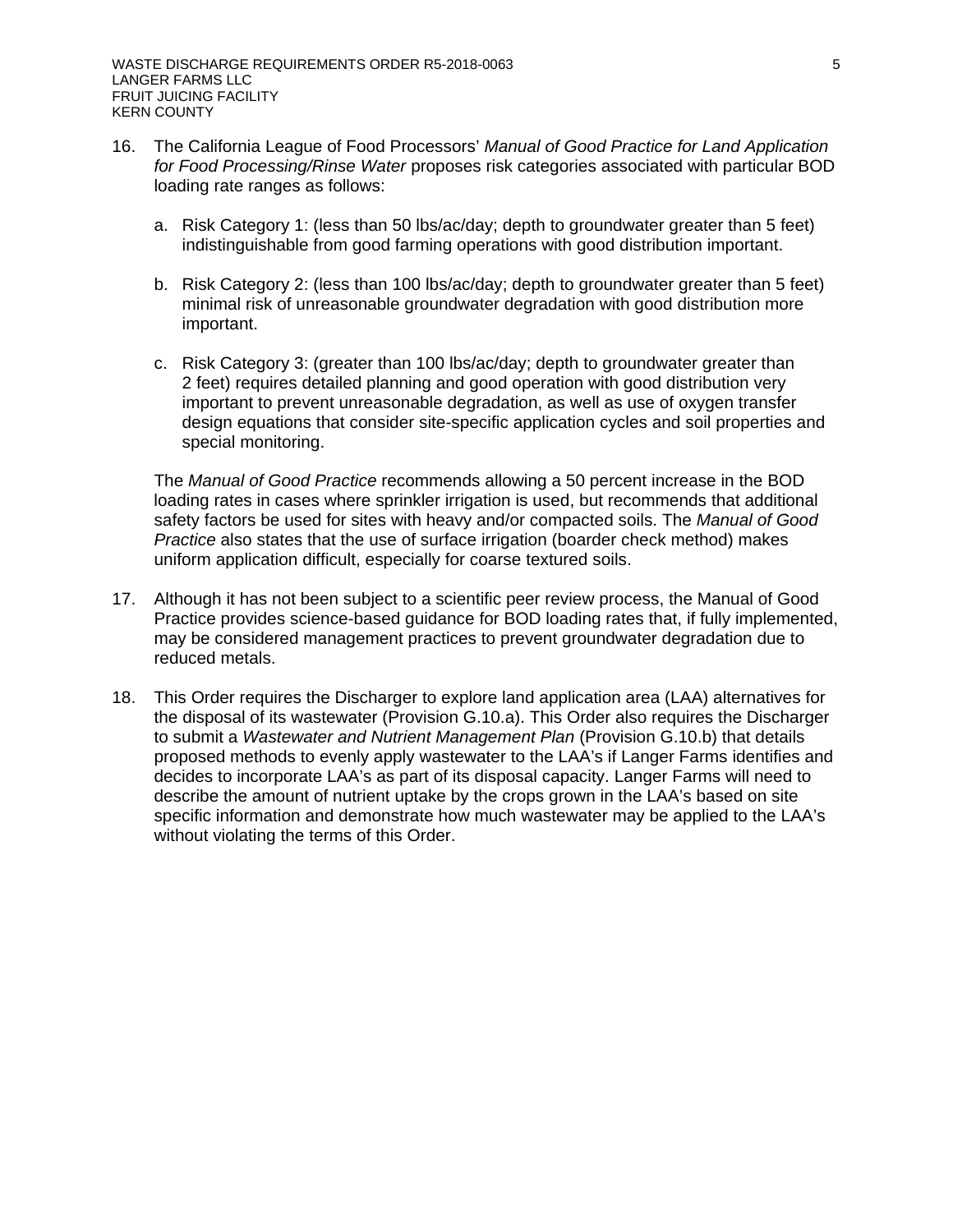16. The California League of Food Processors' *Manual of Good Practice for Land Application for Food Processing/Rinse Water* proposes risk categories associated with particular BOD loading rate ranges as follows:

    a. Risk Category 1: (less than 50 lbs/ac/day; depth to groundwater greater than 5 feet) indistinguishable from good farming operations with good distribution important.

    b. Risk Category 2: (less than 100 lbs/ac/day; depth to groundwater greater than 5 feet) minimal risk of unreasonable groundwater degradation with good distribution more important.

    c. Risk Category 3: (greater than 100 lbs/ac/day; depth to groundwater greater than 2 feet) requires detailed planning and good operation with good distribution very important to prevent unreasonable degradation, as well as use of oxygen transfer design equations that consider site-specific application cycles and soil properties and special monitoring.

    The *Manual of Good Practice* recommends allowing a 50 percent increase in the BOD loading rates in cases where sprinkler irrigation is used, but recommends that additional safety factors be used for sites with heavy and/or compacted soils. The *Manual of Good Practice* also states that the use of surface irrigation (boarder check method) makes uniform application difficult, especially for coarse textured soils.

17. Although it has not been subject to a scientific peer review process, the Manual of Good Practice provides science-based guidance for BOD loading rates that, if fully implemented, may be considered management practices to prevent groundwater degradation due to reduced metals.

18. This Order requires the Discharger to explore land application area (LAA) alternatives for the disposal of its wastewater (Provision G.10.a). This Order also requires the Discharger to submit a *Wastewater and Nutrient Management Plan* (Provision G.10.b) that details proposed methods to evenly apply wastewater to the LAA's if Langer Farms identifies and decides to incorporate LAA's as part of its disposal capacity. Langer Farms will need to describe the amount of nutrient uptake by the crops grown in the LAA's based on site specific information and demonstrate how much wastewater may be applied to the LAA's without violating the terms of this Order.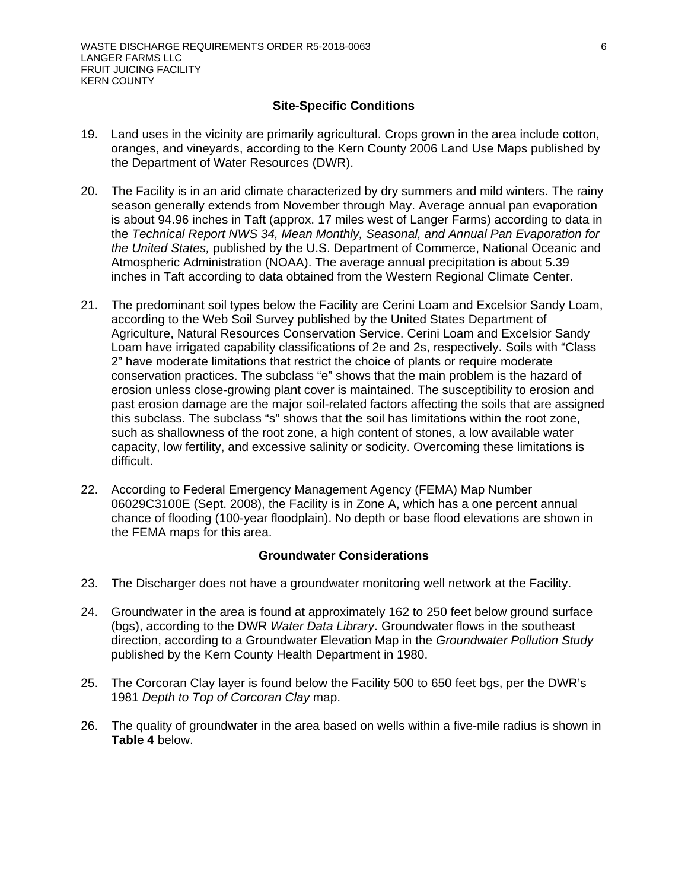## Site-Specific Conditions

19. Land uses in the vicinity are primarily agricultural. Crops grown in the area include cotton, oranges, and vineyards, according to the Kern County 2006 Land Use Maps published by the Department of Water Resources (DWR).

20. The Facility is in an arid climate characterized by dry summers and mild winters. The rainy season generally extends from November through May. Average annual pan evaporation is about 94.96 inches in Taft (approx. 17 miles west of Langer Farms) according to data in the *Technical Report NWS 34, Mean Monthly, Seasonal, and Annual Pan Evaporation for the United States,* published by the U.S. Department of Commerce, National Oceanic and Atmospheric Administration (NOAA). The average annual precipitation is about 5.39 inches in Taft according to data obtained from the Western Regional Climate Center.

21. The predominant soil types below the Facility are Cerini Loam and Excelsior Sandy Loam, according to the Web Soil Survey published by the United States Department of Agriculture, Natural Resources Conservation Service. Cerini Loam and Excelsior Sandy Loam have irrigated capability classifications of 2e and 2s, respectively. Soils with "Class 2" have moderate limitations that restrict the choice of plants or require moderate conservation practices. The subclass "e" shows that the main problem is the hazard of erosion unless close-growing plant cover is maintained. The susceptibility to erosion and past erosion damage are the major soil-related factors affecting the soils that are assigned this subclass. The subclass "s" shows that the soil has limitations within the root zone, such as shallowness of the root zone, a high content of stones, a low available water capacity, low fertility, and excessive salinity or sodicity. Overcoming these limitations is difficult.

22. According to Federal Emergency Management Agency (FEMA) Map Number 06029C3100E (Sept. 2008), the Facility is in Zone A, which has a one percent annual chance of flooding (100-year floodplain). No depth or base flood elevations are shown in the FEMA maps for this area.

## Groundwater Considerations

23. The Discharger does not have a groundwater monitoring well network at the Facility.

24. Groundwater in the area is found at approximately 162 to 250 feet below ground surface (bgs), according to the DWR *Water Data Library*. Groundwater flows in the southeast direction, according to a Groundwater Elevation Map in the *Groundwater Pollution Study* published by the Kern County Health Department in 1980.

25. The Corcoran Clay layer is found below the Facility 500 to 650 feet bgs, per the DWR's 1981 *Depth to Top of Corcoran Clay* map.

26. The quality of groundwater in the area based on wells within a five-mile radius is shown in **Table 4** below.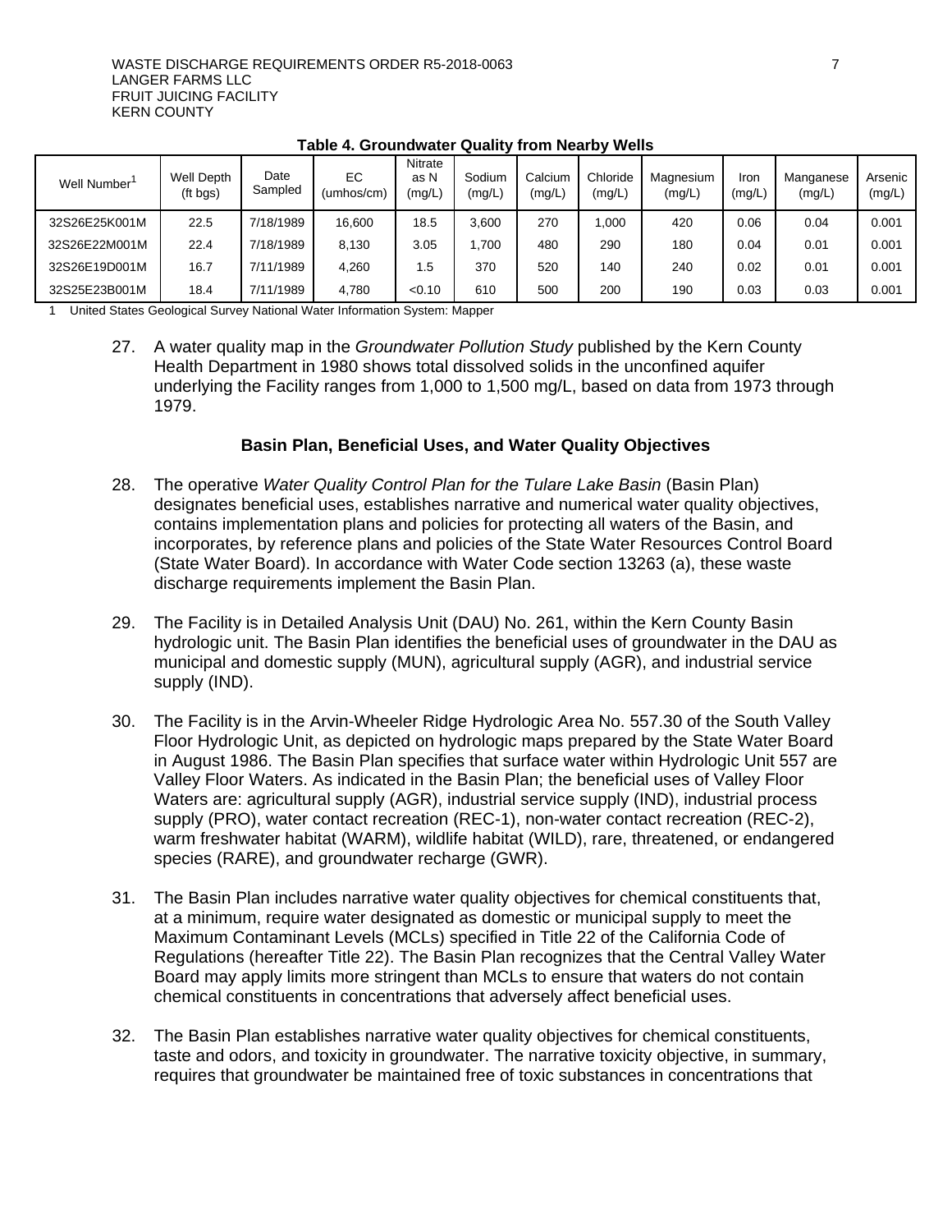**Table 4. Groundwater Quality from Nearby Wells**

| Well Number[1] | Well Depth (ft bgs) | Date Sampled | EC (umhos/cm) | Nitrate as N (mg/L) | Sodium (mg/L) | Calcium (mg/L) | Chloride (mg/L) | Magnesium (mg/L) | Iron (mg/L) | Manganese (mg/L) | Arsenic (mg/L) |
|---|---|---|---|---|---|---|---|---|---|---|---|
| 32S26E25K001M | 22.5 | 7/18/1989 | 16,600 | 18.5 | 3,600 | 270 | 1,000 | 420 | 0.06 | 0.04 | 0.001 |
| 32S26E22M001M | 22.4 | 7/18/1989 | 8,130 | 3.05 | 1,700 | 480 | 290 | 180 | 0.04 | 0.01 | 0.001 |
| 32S26E19D001M | 16.7 | 7/11/1989 | 4,260 | 1.5 | 370 | 520 | 140 | 240 | 0.02 | 0.01 | 0.001 |
| 32S25E23B001M | 18.4 | 7/11/1989 | 4,780 | <0.10 | 610 | 500 | 200 | 190 | 0.03 | 0.03 | 0.001 |

1 United States Geological Survey National Water Information System: Mapper

27. A water quality map in the *Groundwater Pollution Study* published by the Kern County Health Department in 1980 shows total dissolved solids in the unconfined aquifer underlying the Facility ranges from 1,000 to 1,500 mg/L, based on data from 1973 through 1979.

### Basin Plan, Beneficial Uses, and Water Quality Objectives

28. The operative *Water Quality Control Plan for the Tulare Lake Basin* (Basin Plan) designates beneficial uses, establishes narrative and numerical water quality objectives, contains implementation plans and policies for protecting all waters of the Basin, and incorporates, by reference plans and policies of the State Water Resources Control Board (State Water Board). In accordance with Water Code section 13263 (a), these waste discharge requirements implement the Basin Plan.

29. The Facility is in Detailed Analysis Unit (DAU) No. 261, within the Kern County Basin hydrologic unit. The Basin Plan identifies the beneficial uses of groundwater in the DAU as municipal and domestic supply (MUN), agricultural supply (AGR), and industrial service supply (IND).

30. The Facility is in the Arvin-Wheeler Ridge Hydrologic Area No. 557.30 of the South Valley Floor Hydrologic Unit, as depicted on hydrologic maps prepared by the State Water Board in August 1986. The Basin Plan specifies that surface water within Hydrologic Unit 557 are Valley Floor Waters. As indicated in the Basin Plan; the beneficial uses of Valley Floor Waters are: agricultural supply (AGR), industrial service supply (IND), industrial process supply (PRO), water contact recreation (REC-1), non-water contact recreation (REC-2), warm freshwater habitat (WARM), wildlife habitat (WILD), rare, threatened, or endangered species (RARE), and groundwater recharge (GWR).

31. The Basin Plan includes narrative water quality objectives for chemical constituents that, at a minimum, require water designated as domestic or municipal supply to meet the Maximum Contaminant Levels (MCLs) specified in Title 22 of the California Code of Regulations (hereafter Title 22). The Basin Plan recognizes that the Central Valley Water Board may apply limits more stringent than MCLs to ensure that waters do not contain chemical constituents in concentrations that adversely affect beneficial uses.

32. The Basin Plan establishes narrative water quality objectives for chemical constituents, taste and odors, and toxicity in groundwater. The narrative toxicity objective, in summary, requires that groundwater be maintained free of toxic substances in concentrations that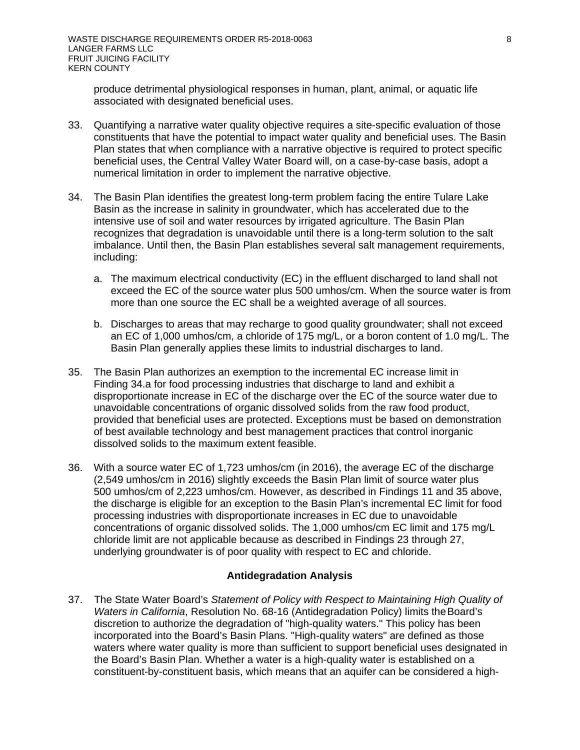produce detrimental physiological responses in human, plant, animal, or aquatic life associated with designated beneficial uses.

33. Quantifying a narrative water quality objective requires a site-specific evaluation of those constituents that have the potential to impact water quality and beneficial uses. The Basin Plan states that when compliance with a narrative objective is required to protect specific beneficial uses, the Central Valley Water Board will, on a case-by-case basis, adopt a numerical limitation in order to implement the narrative objective.

34. The Basin Plan identifies the greatest long-term problem facing the entire Tulare Lake Basin as the increase in salinity in groundwater, which has accelerated due to the intensive use of soil and water resources by irrigated agriculture. The Basin Plan recognizes that degradation is unavoidable until there is a long-term solution to the salt imbalance. Until then, the Basin Plan establishes several salt management requirements, including:

   a. The maximum electrical conductivity (EC) in the effluent discharged to land shall not exceed the EC of the source water plus 500 umhos/cm. When the source water is from more than one source the EC shall be a weighted average of all sources.

   b. Discharges to areas that may recharge to good quality groundwater; shall not exceed an EC of 1,000 umhos/cm, a chloride of 175 mg/L, or a boron content of 1.0 mg/L. The Basin Plan generally applies these limits to industrial discharges to land.

35. The Basin Plan authorizes an exemption to the incremental EC increase limit in Finding 34.a for food processing industries that discharge to land and exhibit a disproportionate increase in EC of the discharge over the EC of the source water due to unavoidable concentrations of organic dissolved solids from the raw food product, provided that beneficial uses are protected. Exceptions must be based on demonstration of best available technology and best management practices that control inorganic dissolved solids to the maximum extent feasible.

36. With a source water EC of 1,723 umhos/cm (in 2016), the average EC of the discharge (2,549 umhos/cm in 2016) slightly exceeds the Basin Plan limit of source water plus 500 umhos/cm of 2,223 umhos/cm. However, as described in Findings 11 and 35 above, the discharge is eligible for an exception to the Basin Plan's incremental EC limit for food processing industries with disproportionate increases in EC due to unavoidable concentrations of organic dissolved solids. The 1,000 umhos/cm EC limit and 175 mg/L chloride limit are not applicable because as described in Findings 23 through 27, underlying groundwater is of poor quality with respect to EC and chloride.

### Antidegradation Analysis

37. The State Water Board's *Statement of Policy with Respect to Maintaining High Quality of Waters in California*, Resolution No. 68-16 (Antidegradation Policy) limits the Board's discretion to authorize the degradation of "high-quality waters." This policy has been incorporated into the Board's Basin Plans. "High-quality waters" are defined as those waters where water quality is more than sufficient to support beneficial uses designated in the Board's Basin Plan. Whether a water is a high-quality water is established on a constituent-by-constituent basis, which means that an aquifer can be considered a high-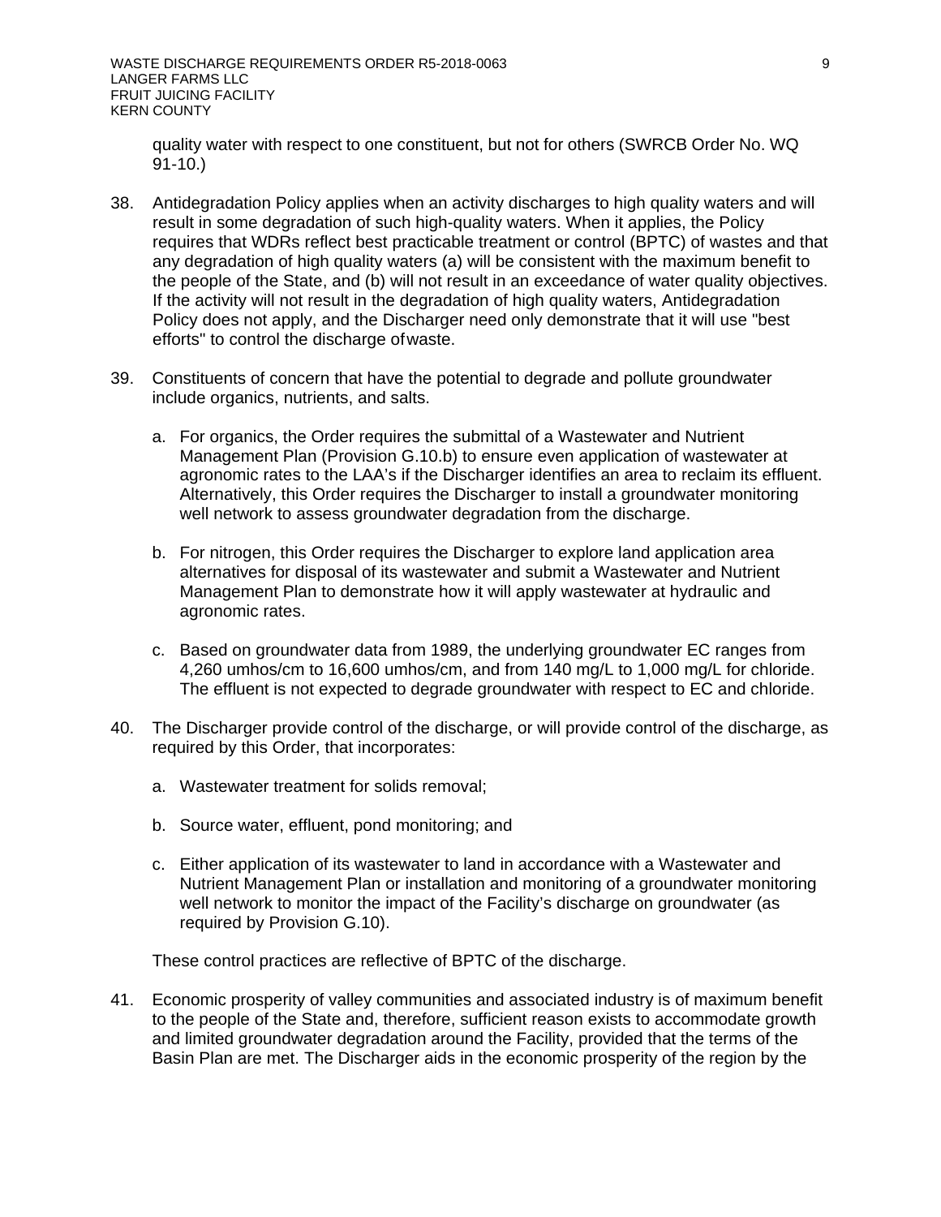quality water with respect to one constituent, but not for others (SWRCB Order No. WQ 91-10.)

38. Antidegradation Policy applies when an activity discharges to high quality waters and will result in some degradation of such high-quality waters. When it applies, the Policy requires that WDRs reflect best practicable treatment or control (BPTC) of wastes and that any degradation of high quality waters (a) will be consistent with the maximum benefit to the people of the State, and (b) will not result in an exceedance of water quality objectives. If the activity will not result in the degradation of high quality waters, Antidegradation Policy does not apply, and the Discharger need only demonstrate that it will use "best efforts" to control the discharge of waste.

39. Constituents of concern that have the potential to degrade and pollute groundwater include organics, nutrients, and salts.

    a. For organics, the Order requires the submittal of a Wastewater and Nutrient Management Plan (Provision G.10.b) to ensure even application of wastewater at agronomic rates to the LAA's if the Discharger identifies an area to reclaim its effluent. Alternatively, this Order requires the Discharger to install a groundwater monitoring well network to assess groundwater degradation from the discharge.

    b. For nitrogen, this Order requires the Discharger to explore land application area alternatives for disposal of its wastewater and submit a Wastewater and Nutrient Management Plan to demonstrate how it will apply wastewater at hydraulic and agronomic rates.

    c. Based on groundwater data from 1989, the underlying groundwater EC ranges from 4,260 umhos/cm to 16,600 umhos/cm, and from 140 mg/L to 1,000 mg/L for chloride. The effluent is not expected to degrade groundwater with respect to EC and chloride.

40. The Discharger provide control of the discharge, or will provide control of the discharge, as required by this Order, that incorporates:

    a. Wastewater treatment for solids removal;

    b. Source water, effluent, pond monitoring; and

    c. Either application of its wastewater to land in accordance with a Wastewater and Nutrient Management Plan or installation and monitoring of a groundwater monitoring well network to monitor the impact of the Facility's discharge on groundwater (as required by Provision G.10).

    These control practices are reflective of BPTC of the discharge.

41. Economic prosperity of valley communities and associated industry is of maximum benefit to the people of the State and, therefore, sufficient reason exists to accommodate growth and limited groundwater degradation around the Facility, provided that the terms of the Basin Plan are met. The Discharger aids in the economic prosperity of the region by the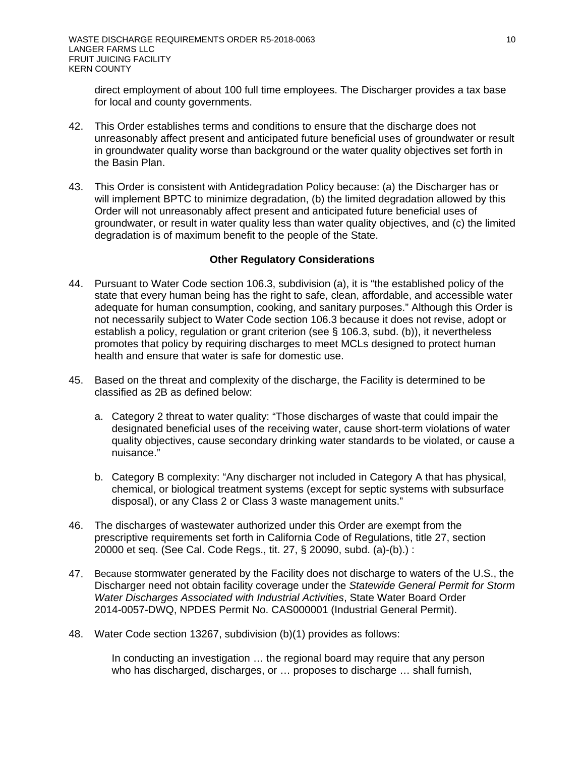direct employment of about 100 full time employees. The Discharger provides a tax base for local and county governments.

42. This Order establishes terms and conditions to ensure that the discharge does not unreasonably affect present and anticipated future beneficial uses of groundwater or result in groundwater quality worse than background or the water quality objectives set forth in the Basin Plan.

43. This Order is consistent with Antidegradation Policy because: (a) the Discharger has or will implement BPTC to minimize degradation, (b) the limited degradation allowed by this Order will not unreasonably affect present and anticipated future beneficial uses of groundwater, or result in water quality less than water quality objectives, and (c) the limited degradation is of maximum benefit to the people of the State.

### Other Regulatory Considerations

44. Pursuant to Water Code section 106.3, subdivision (a), it is "the established policy of the state that every human being has the right to safe, clean, affordable, and accessible water adequate for human consumption, cooking, and sanitary purposes." Although this Order is not necessarily subject to Water Code section 106.3 because it does not revise, adopt or establish a policy, regulation or grant criterion (see § 106.3, subd. (b)), it nevertheless promotes that policy by requiring discharges to meet MCLs designed to protect human health and ensure that water is safe for domestic use.

45. Based on the threat and complexity of the discharge, the Facility is determined to be classified as 2B as defined below:

    a. Category 2 threat to water quality: "Those discharges of waste that could impair the designated beneficial uses of the receiving water, cause short-term violations of water quality objectives, cause secondary drinking water standards to be violated, or cause a nuisance."

    b. Category B complexity: "Any discharger not included in Category A that has physical, chemical, or biological treatment systems (except for septic systems with subsurface disposal), or any Class 2 or Class 3 waste management units."

46. The discharges of wastewater authorized under this Order are exempt from the prescriptive requirements set forth in California Code of Regulations, title 27, section 20000 et seq. (See Cal. Code Regs., tit. 27, § 20090, subd. (a)-(b).) :

47. Because stormwater generated by the Facility does not discharge to waters of the U.S., the Discharger need not obtain facility coverage under the *Statewide General Permit for Storm Water Discharges Associated with Industrial Activities*, State Water Board Order 2014-0057-DWQ, NPDES Permit No. CAS000001 (Industrial General Permit).

48. Water Code section 13267, subdivision (b)(1) provides as follows:

    In conducting an investigation … the regional board may require that any person who has discharged, discharges, or … proposes to discharge … shall furnish,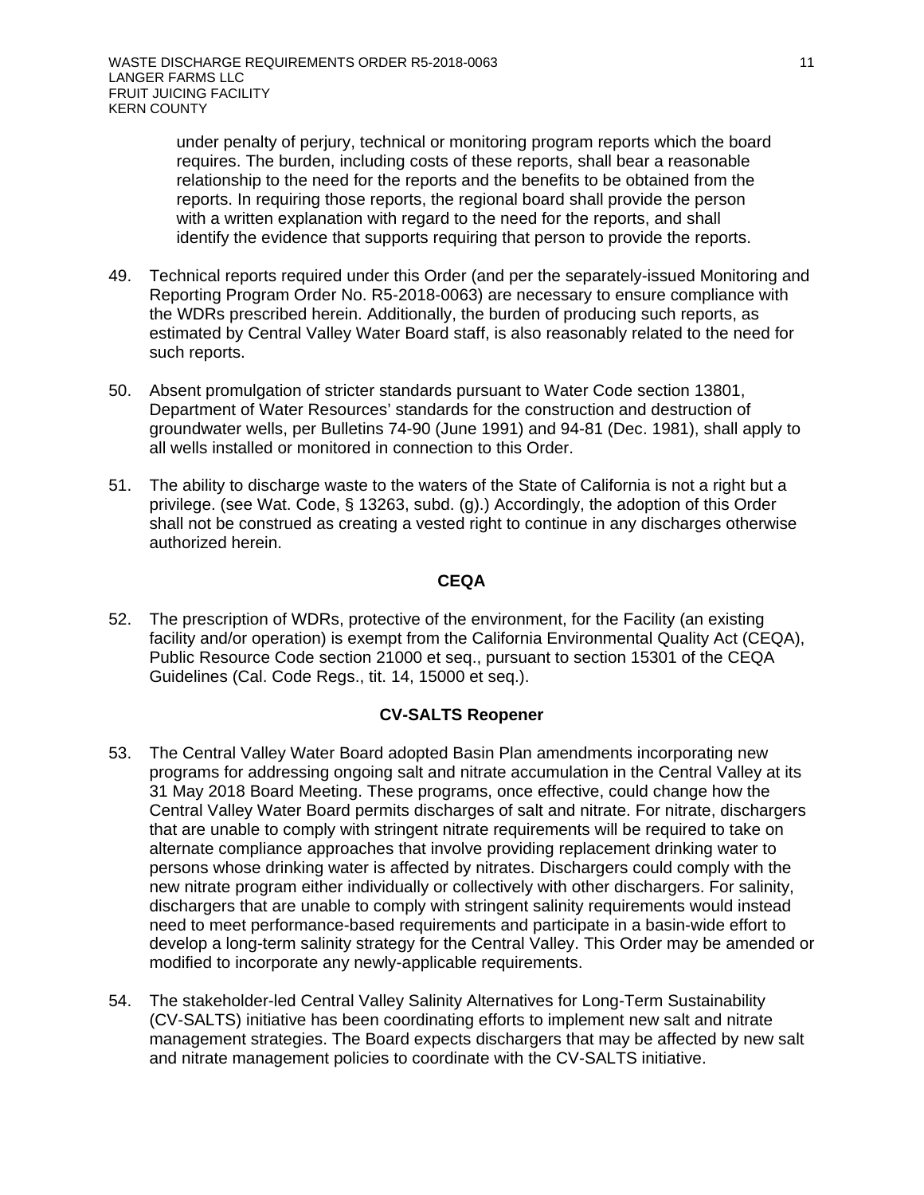under penalty of perjury, technical or monitoring program reports which the board requires. The burden, including costs of these reports, shall bear a reasonable relationship to the need for the reports and the benefits to be obtained from the reports. In requiring those reports, the regional board shall provide the person with a written explanation with regard to the need for the reports, and shall identify the evidence that supports requiring that person to provide the reports.

49. Technical reports required under this Order (and per the separately-issued Monitoring and Reporting Program Order No. R5-2018-0063) are necessary to ensure compliance with the WDRs prescribed herein. Additionally, the burden of producing such reports, as estimated by Central Valley Water Board staff, is also reasonably related to the need for such reports.

50. Absent promulgation of stricter standards pursuant to Water Code section 13801, Department of Water Resources' standards for the construction and destruction of groundwater wells, per Bulletins 74-90 (June 1991) and 94-81 (Dec. 1981), shall apply to all wells installed or monitored in connection to this Order.

51. The ability to discharge waste to the waters of the State of California is not a right but a privilege. (see Wat. Code, § 13263, subd. (g).) Accordingly, the adoption of this Order shall not be construed as creating a vested right to continue in any discharges otherwise authorized herein.

**CEQA**

52. The prescription of WDRs, protective of the environment, for the Facility (an existing facility and/or operation) is exempt from the California Environmental Quality Act (CEQA), Public Resource Code section 21000 et seq., pursuant to section 15301 of the CEQA Guidelines (Cal. Code Regs., tit. 14, 15000 et seq.).

**CV-SALTS Reopener**

53. The Central Valley Water Board adopted Basin Plan amendments incorporating new programs for addressing ongoing salt and nitrate accumulation in the Central Valley at its 31 May 2018 Board Meeting. These programs, once effective, could change how the Central Valley Water Board permits discharges of salt and nitrate. For nitrate, dischargers that are unable to comply with stringent nitrate requirements will be required to take on alternate compliance approaches that involve providing replacement drinking water to persons whose drinking water is affected by nitrates. Dischargers could comply with the new nitrate program either individually or collectively with other dischargers. For salinity, dischargers that are unable to comply with stringent salinity requirements would instead need to meet performance-based requirements and participate in a basin-wide effort to develop a long-term salinity strategy for the Central Valley. This Order may be amended or modified to incorporate any newly-applicable requirements.

54. The stakeholder-led Central Valley Salinity Alternatives for Long-Term Sustainability (CV-SALTS) initiative has been coordinating efforts to implement new salt and nitrate management strategies. The Board expects dischargers that may be affected by new salt and nitrate management policies to coordinate with the CV-SALTS initiative.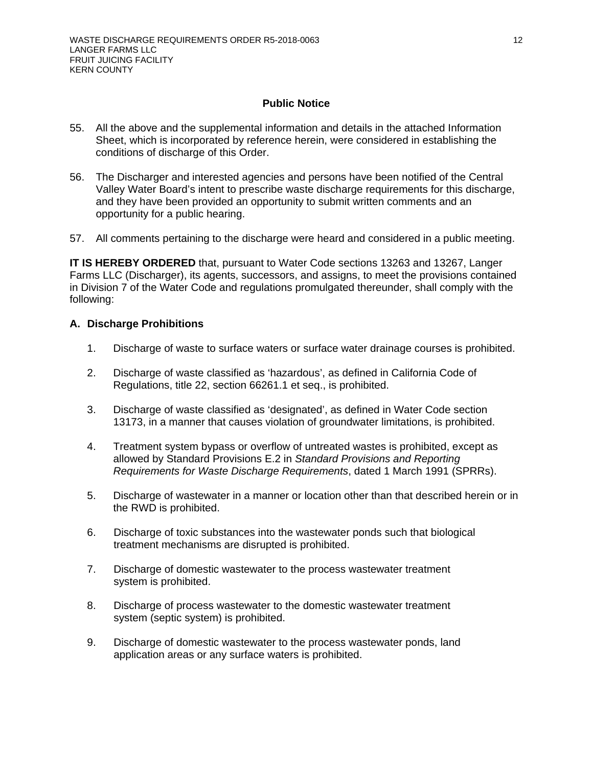## Public Notice

55. All the above and the supplemental information and details in the attached Information Sheet, which is incorporated by reference herein, were considered in establishing the conditions of discharge of this Order.

56. The Discharger and interested agencies and persons have been notified of the Central Valley Water Board's intent to prescribe waste discharge requirements for this discharge, and they have been provided an opportunity to submit written comments and an opportunity for a public hearing.

57. All comments pertaining to the discharge were heard and considered in a public meeting.

**IT IS HEREBY ORDERED** that, pursuant to Water Code sections 13263 and 13267, Langer Farms LLC (Discharger), its agents, successors, and assigns, to meet the provisions contained in Division 7 of the Water Code and regulations promulgated thereunder, shall comply with the following:

### A. Discharge Prohibitions

1. Discharge of waste to surface waters or surface water drainage courses is prohibited.

2. Discharge of waste classified as 'hazardous', as defined in California Code of Regulations, title 22, section 66261.1 et seq., is prohibited.

3. Discharge of waste classified as 'designated', as defined in Water Code section 13173, in a manner that causes violation of groundwater limitations, is prohibited.

4. Treatment system bypass or overflow of untreated wastes is prohibited, except as allowed by Standard Provisions E.2 in *Standard Provisions and Reporting Requirements for Waste Discharge Requirements*, dated 1 March 1991 (SPRRs).

5. Discharge of wastewater in a manner or location other than that described herein or in the RWD is prohibited.

6. Discharge of toxic substances into the wastewater ponds such that biological treatment mechanisms are disrupted is prohibited.

7. Discharge of domestic wastewater to the process wastewater treatment system is prohibited.

8. Discharge of process wastewater to the domestic wastewater treatment system (septic system) is prohibited.

9. Discharge of domestic wastewater to the process wastewater ponds, land application areas or any surface waters is prohibited.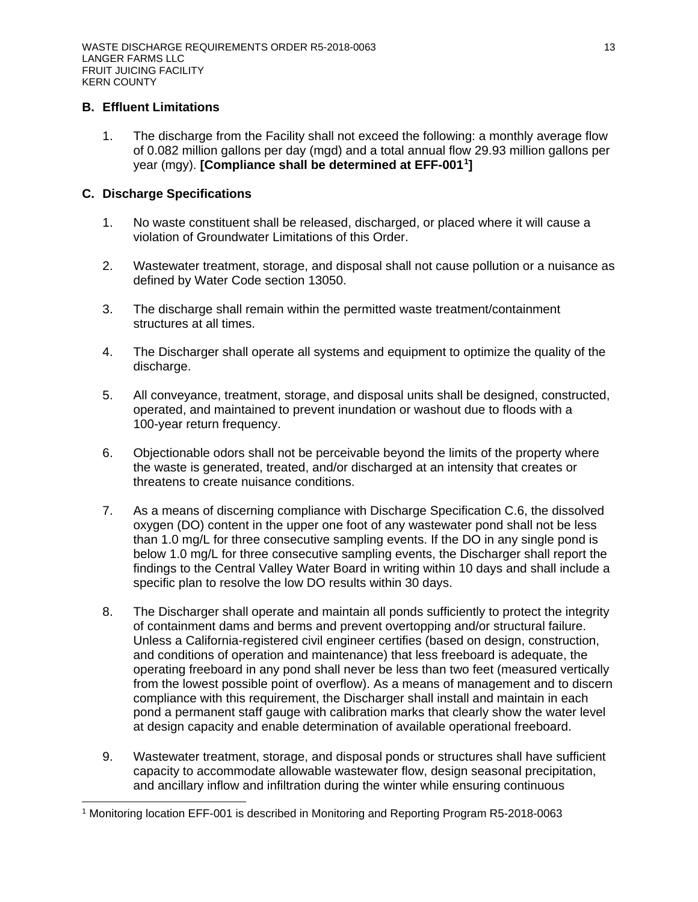## B. Effluent Limitations

1. The discharge from the Facility shall not exceed the following: a monthly average flow of 0.082 million gallons per day (mgd) and a total annual flow 29.93 million gallons per year (mgy). **[Compliance shall be determined at EFF-001[1]]**

## C. Discharge Specifications

1. No waste constituent shall be released, discharged, or placed where it will cause a violation of Groundwater Limitations of this Order.

2. Wastewater treatment, storage, and disposal shall not cause pollution or a nuisance as defined by Water Code section 13050.

3. The discharge shall remain within the permitted waste treatment/containment structures at all times.

4. The Discharger shall operate all systems and equipment to optimize the quality of the discharge.

5. All conveyance, treatment, storage, and disposal units shall be designed, constructed, operated, and maintained to prevent inundation or washout due to floods with a 100-year return frequency.

6. Objectionable odors shall not be perceivable beyond the limits of the property where the waste is generated, treated, and/or discharged at an intensity that creates or threatens to create nuisance conditions.

7. As a means of discerning compliance with Discharge Specification C.6, the dissolved oxygen (DO) content in the upper one foot of any wastewater pond shall not be less than 1.0 mg/L for three consecutive sampling events. If the DO in any single pond is below 1.0 mg/L for three consecutive sampling events, the Discharger shall report the findings to the Central Valley Water Board in writing within 10 days and shall include a specific plan to resolve the low DO results within 30 days.

8. The Discharger shall operate and maintain all ponds sufficiently to protect the integrity of containment dams and berms and prevent overtopping and/or structural failure. Unless a California-registered civil engineer certifies (based on design, construction, and conditions of operation and maintenance) that less freeboard is adequate, the operating freeboard in any pond shall never be less than two feet (measured vertically from the lowest possible point of overflow). As a means of management and to discern compliance with this requirement, the Discharger shall install and maintain in each pond a permanent staff gauge with calibration marks that clearly show the water level at design capacity and enable determination of available operational freeboard.

9. Wastewater treatment, storage, and disposal ponds or structures shall have sufficient capacity to accommodate allowable wastewater flow, design seasonal precipitation, and ancillary inflow and infiltration during the winter while ensuring continuous

[1] Monitoring location EFF-001 is described in Monitoring and Reporting Program R5-2018-0063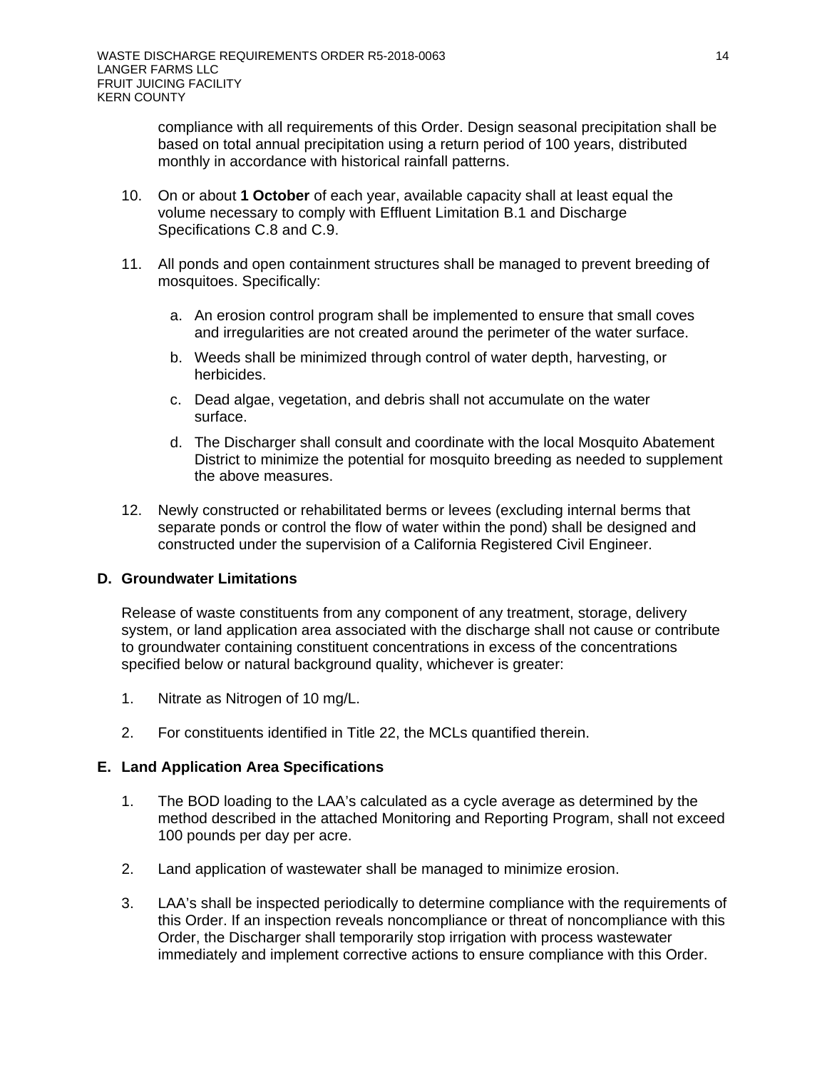compliance with all requirements of this Order. Design seasonal precipitation shall be based on total annual precipitation using a return period of 100 years, distributed monthly in accordance with historical rainfall patterns.

10. On or about **1 October** of each year, available capacity shall at least equal the volume necessary to comply with Effluent Limitation B.1 and Discharge Specifications C.8 and C.9.

11. All ponds and open containment structures shall be managed to prevent breeding of mosquitoes. Specifically:

    a. An erosion control program shall be implemented to ensure that small coves and irregularities are not created around the perimeter of the water surface.

    b. Weeds shall be minimized through control of water depth, harvesting, or herbicides.

    c. Dead algae, vegetation, and debris shall not accumulate on the water surface.

    d. The Discharger shall consult and coordinate with the local Mosquito Abatement District to minimize the potential for mosquito breeding as needed to supplement the above measures.

12. Newly constructed or rehabilitated berms or levees (excluding internal berms that separate ponds or control the flow of water within the pond) shall be designed and constructed under the supervision of a California Registered Civil Engineer.

## D. Groundwater Limitations

Release of waste constituents from any component of any treatment, storage, delivery system, or land application area associated with the discharge shall not cause or contribute to groundwater containing constituent concentrations in excess of the concentrations specified below or natural background quality, whichever is greater:

1. Nitrate as Nitrogen of 10 mg/L.

2. For constituents identified in Title 22, the MCLs quantified therein.

## E. Land Application Area Specifications

1. The BOD loading to the LAA's calculated as a cycle average as determined by the method described in the attached Monitoring and Reporting Program, shall not exceed 100 pounds per day per acre.

2. Land application of wastewater shall be managed to minimize erosion.

3. LAA's shall be inspected periodically to determine compliance with the requirements of this Order. If an inspection reveals noncompliance or threat of noncompliance with this Order, the Discharger shall temporarily stop irrigation with process wastewater immediately and implement corrective actions to ensure compliance with this Order.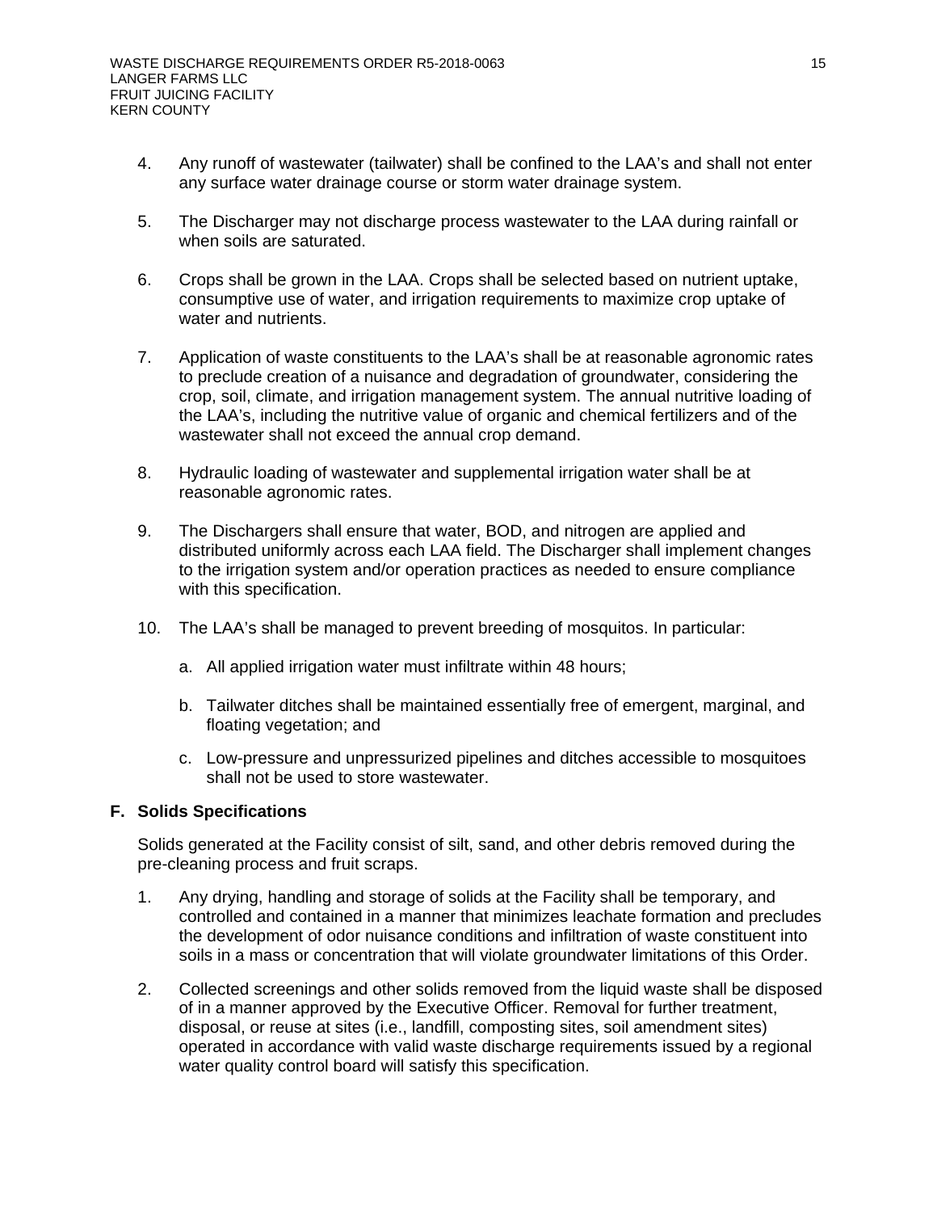4. Any runoff of wastewater (tailwater) shall be confined to the LAA's and shall not enter any surface water drainage course or storm water drainage system.

5. The Discharger may not discharge process wastewater to the LAA during rainfall or when soils are saturated.

6. Crops shall be grown in the LAA. Crops shall be selected based on nutrient uptake, consumptive use of water, and irrigation requirements to maximize crop uptake of water and nutrients.

7. Application of waste constituents to the LAA's shall be at reasonable agronomic rates to preclude creation of a nuisance and degradation of groundwater, considering the crop, soil, climate, and irrigation management system. The annual nutritive loading of the LAA's, including the nutritive value of organic and chemical fertilizers and of the wastewater shall not exceed the annual crop demand.

8. Hydraulic loading of wastewater and supplemental irrigation water shall be at reasonable agronomic rates.

9. The Dischargers shall ensure that water, BOD, and nitrogen are applied and distributed uniformly across each LAA field. The Discharger shall implement changes to the irrigation system and/or operation practices as needed to ensure compliance with this specification.

10. The LAA's shall be managed to prevent breeding of mosquitos. In particular:

    a. All applied irrigation water must infiltrate within 48 hours;

    b. Tailwater ditches shall be maintained essentially free of emergent, marginal, and floating vegetation; and

    c. Low-pressure and unpressurized pipelines and ditches accessible to mosquitoes shall not be used to store wastewater.

## F. Solids Specifications

Solids generated at the Facility consist of silt, sand, and other debris removed during the pre-cleaning process and fruit scraps.

1. Any drying, handling and storage of solids at the Facility shall be temporary, and controlled and contained in a manner that minimizes leachate formation and precludes the development of odor nuisance conditions and infiltration of waste constituent into soils in a mass or concentration that will violate groundwater limitations of this Order.

2. Collected screenings and other solids removed from the liquid waste shall be disposed of in a manner approved by the Executive Officer. Removal for further treatment, disposal, or reuse at sites (i.e., landfill, composting sites, soil amendment sites) operated in accordance with valid waste discharge requirements issued by a regional water quality control board will satisfy this specification.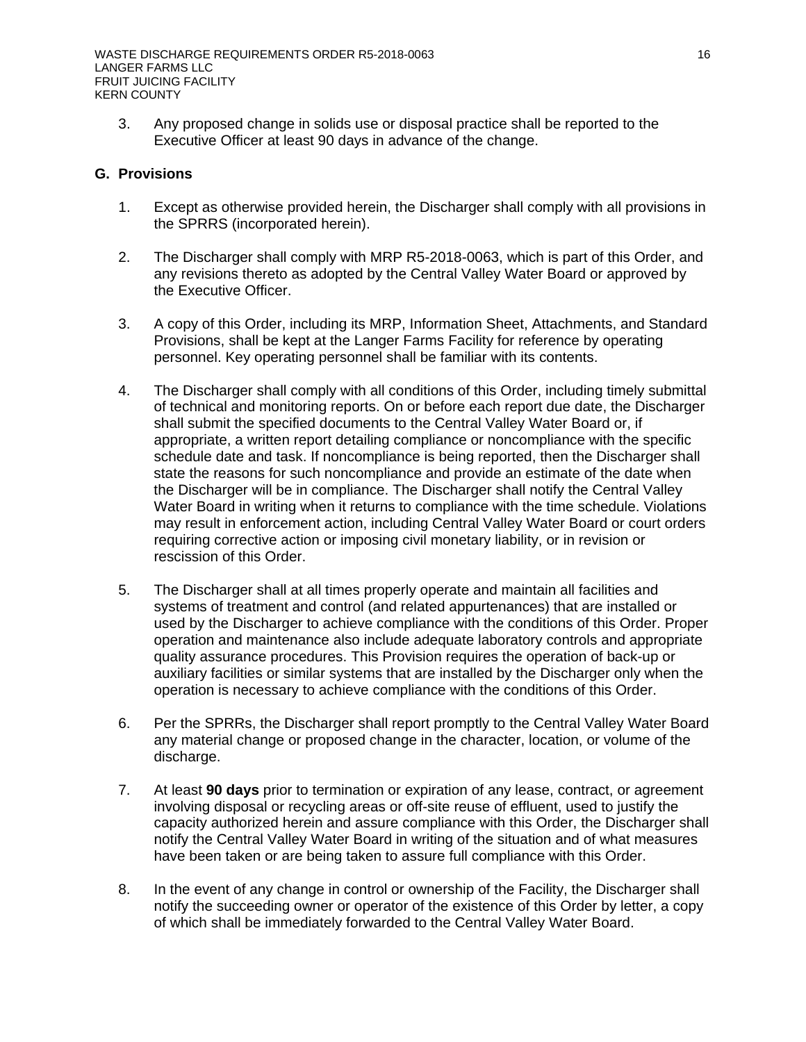3. Any proposed change in solids use or disposal practice shall be reported to the Executive Officer at least 90 days in advance of the change.

## G. Provisions

1. Except as otherwise provided herein, the Discharger shall comply with all provisions in the SPRRS (incorporated herein).

2. The Discharger shall comply with MRP R5-2018-0063, which is part of this Order, and any revisions thereto as adopted by the Central Valley Water Board or approved by the Executive Officer.

3. A copy of this Order, including its MRP, Information Sheet, Attachments, and Standard Provisions, shall be kept at the Langer Farms Facility for reference by operating personnel. Key operating personnel shall be familiar with its contents.

4. The Discharger shall comply with all conditions of this Order, including timely submittal of technical and monitoring reports. On or before each report due date, the Discharger shall submit the specified documents to the Central Valley Water Board or, if appropriate, a written report detailing compliance or noncompliance with the specific schedule date and task. If noncompliance is being reported, then the Discharger shall state the reasons for such noncompliance and provide an estimate of the date when the Discharger will be in compliance. The Discharger shall notify the Central Valley Water Board in writing when it returns to compliance with the time schedule. Violations may result in enforcement action, including Central Valley Water Board or court orders requiring corrective action or imposing civil monetary liability, or in revision or rescission of this Order.

5. The Discharger shall at all times properly operate and maintain all facilities and systems of treatment and control (and related appurtenances) that are installed or used by the Discharger to achieve compliance with the conditions of this Order. Proper operation and maintenance also include adequate laboratory controls and appropriate quality assurance procedures. This Provision requires the operation of back-up or auxiliary facilities or similar systems that are installed by the Discharger only when the operation is necessary to achieve compliance with the conditions of this Order.

6. Per the SPRRs, the Discharger shall report promptly to the Central Valley Water Board any material change or proposed change in the character, location, or volume of the discharge.

7. At least **90 days** prior to termination or expiration of any lease, contract, or agreement involving disposal or recycling areas or off-site reuse of effluent, used to justify the capacity authorized herein and assure compliance with this Order, the Discharger shall notify the Central Valley Water Board in writing of the situation and of what measures have been taken or are being taken to assure full compliance with this Order.

8. In the event of any change in control or ownership of the Facility, the Discharger shall notify the succeeding owner or operator of the existence of this Order by letter, a copy of which shall be immediately forwarded to the Central Valley Water Board.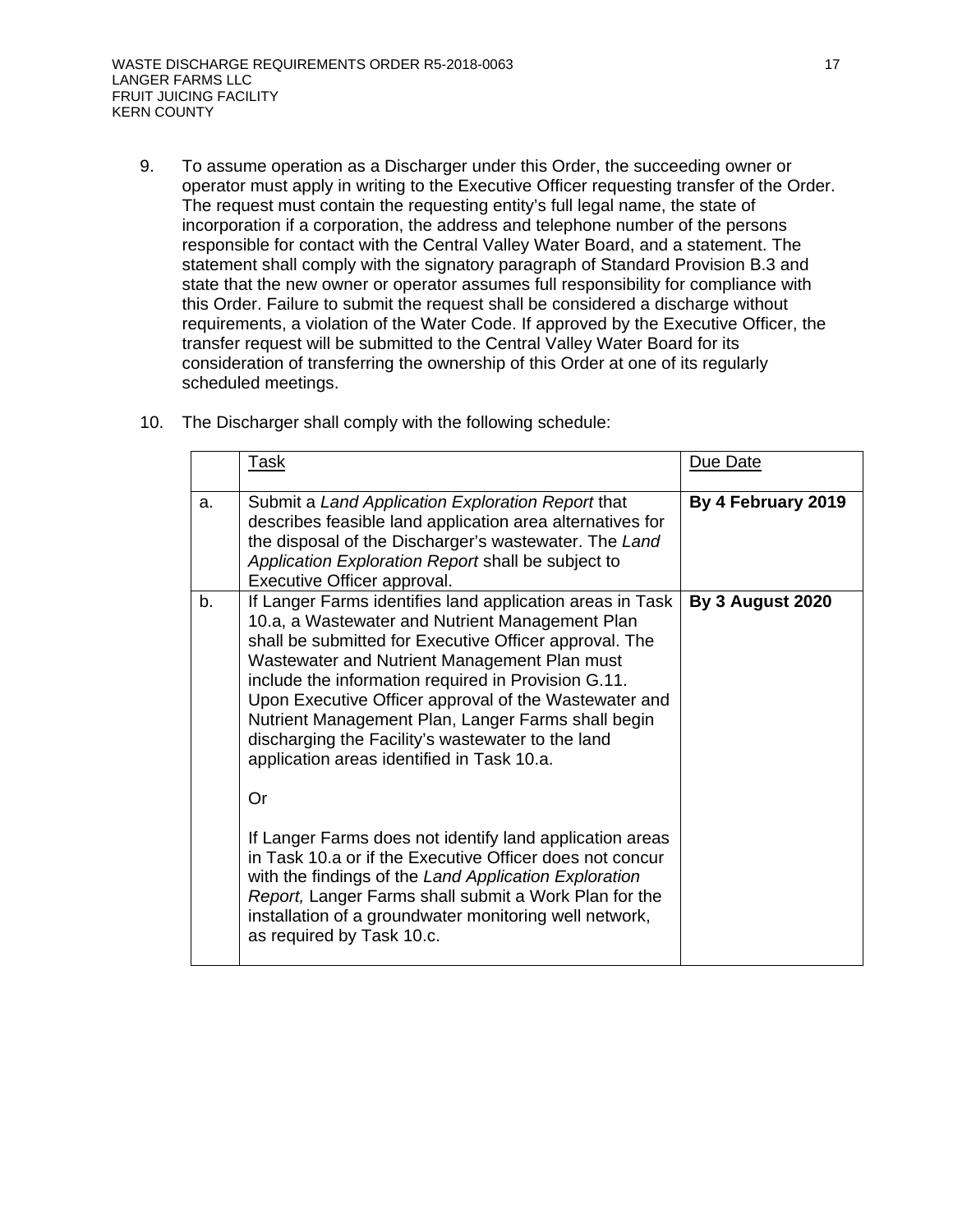9. To assume operation as a Discharger under this Order, the succeeding owner or operator must apply in writing to the Executive Officer requesting transfer of the Order. The request must contain the requesting entity's full legal name, the state of incorporation if a corporation, the address and telephone number of the persons responsible for contact with the Central Valley Water Board, and a statement. The statement shall comply with the signatory paragraph of Standard Provision B.3 and state that the new owner or operator assumes full responsibility for compliance with this Order. Failure to submit the request shall be considered a discharge without requirements, a violation of the Water Code. If approved by the Executive Officer, the transfer request will be submitted to the Central Valley Water Board for its consideration of transferring the ownership of this Order at one of its regularly scheduled meetings.

10. The Discharger shall comply with the following schedule:

| | Task | Due Date |
|---|---|---|
| a. | Submit a *Land Application Exploration Report* that describes feasible land application area alternatives for the disposal of the Discharger's wastewater. The *Land Application Exploration Report* shall be subject to Executive Officer approval. | **By 4 February 2019** |
| b. | If Langer Farms identifies land application areas in Task 10.a, a Wastewater and Nutrient Management Plan shall be submitted for Executive Officer approval. The Wastewater and Nutrient Management Plan must include the information required in Provision G.11. Upon Executive Officer approval of the Wastewater and Nutrient Management Plan, Langer Farms shall begin discharging the Facility's wastewater to the land application areas identified in Task 10.a.<br><br>Or<br><br>If Langer Farms does not identify land application areas in Task 10.a or if the Executive Officer does not concur with the findings of the *Land Application Exploration Report,* Langer Farms shall submit a Work Plan for the installation of a groundwater monitoring well network, as required by Task 10.c. | **By 3 August 2020** |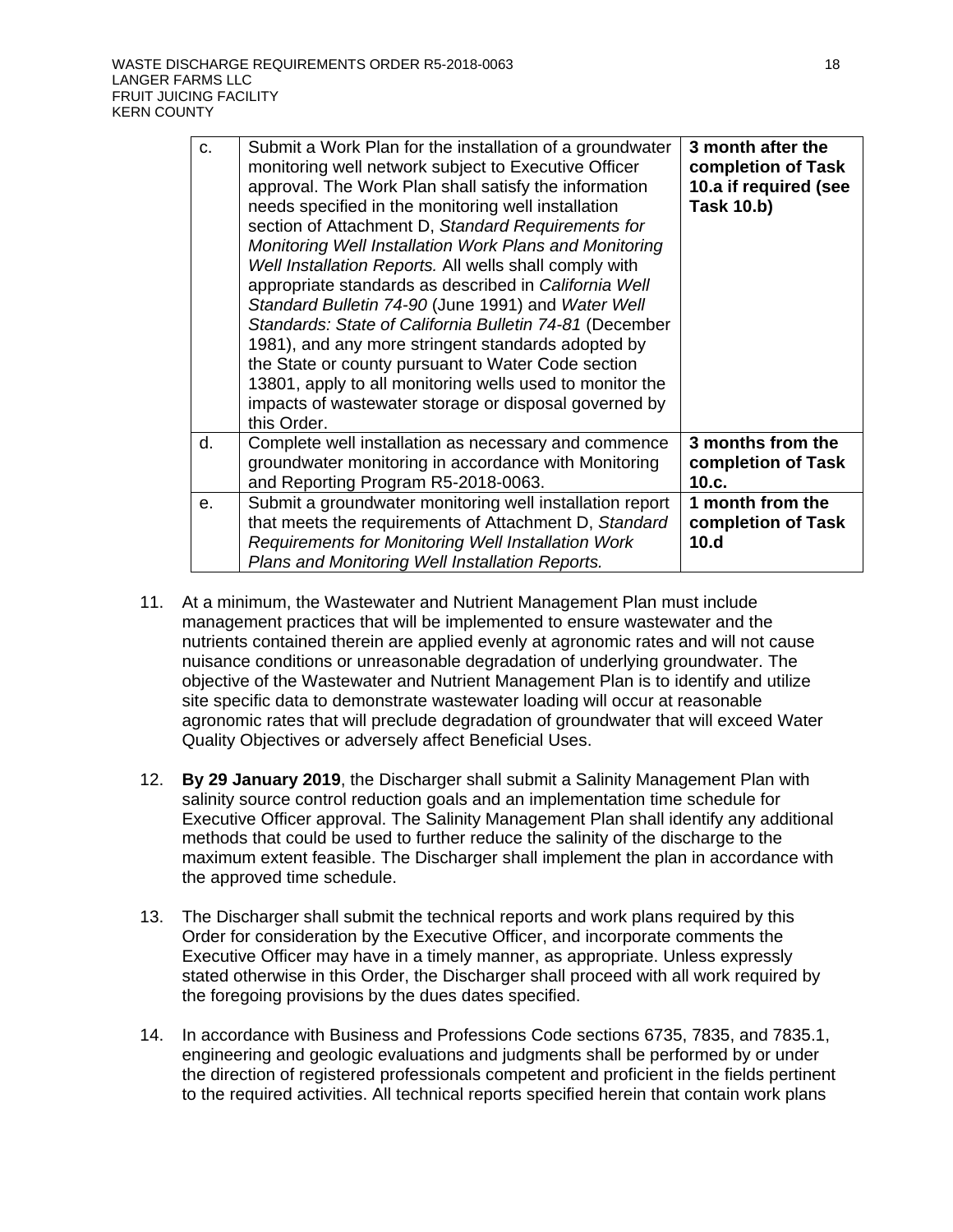| | | |
|---|---|---|
| c. | Submit a Work Plan for the installation of a groundwater monitoring well network subject to Executive Officer approval. The Work Plan shall satisfy the information needs specified in the monitoring well installation section of Attachment D, *Standard Requirements for Monitoring Well Installation Work Plans and Monitoring Well Installation Reports.* All wells shall comply with appropriate standards as described in *California Well Standard Bulletin 74-90* (June 1991) and *Water Well Standards: State of California Bulletin 74-81* (December 1981), and any more stringent standards adopted by the State or county pursuant to Water Code section 13801, apply to all monitoring wells used to monitor the impacts of wastewater storage or disposal governed by this Order. | **3 month after the completion of Task 10.a if required (see Task 10.b)** |
| d. | Complete well installation as necessary and commence groundwater monitoring in accordance with Monitoring and Reporting Program R5-2018-0063. | **3 months from the completion of Task 10.c.** |
| e. | Submit a groundwater monitoring well installation report that meets the requirements of Attachment D, *Standard Requirements for Monitoring Well Installation Work Plans and Monitoring Well Installation Reports.* | **1 month from the completion of Task 10.d** |

11. At a minimum, the Wastewater and Nutrient Management Plan must include management practices that will be implemented to ensure wastewater and the nutrients contained therein are applied evenly at agronomic rates and will not cause nuisance conditions or unreasonable degradation of underlying groundwater. The objective of the Wastewater and Nutrient Management Plan is to identify and utilize site specific data to demonstrate wastewater loading will occur at reasonable agronomic rates that will preclude degradation of groundwater that will exceed Water Quality Objectives or adversely affect Beneficial Uses.

12. **By 29 January 2019**, the Discharger shall submit a Salinity Management Plan with salinity source control reduction goals and an implementation time schedule for Executive Officer approval. The Salinity Management Plan shall identify any additional methods that could be used to further reduce the salinity of the discharge to the maximum extent feasible. The Discharger shall implement the plan in accordance with the approved time schedule.

13. The Discharger shall submit the technical reports and work plans required by this Order for consideration by the Executive Officer, and incorporate comments the Executive Officer may have in a timely manner, as appropriate. Unless expressly stated otherwise in this Order, the Discharger shall proceed with all work required by the foregoing provisions by the dues dates specified.

14. In accordance with Business and Professions Code sections 6735, 7835, and 7835.1, engineering and geologic evaluations and judgments shall be performed by or under the direction of registered professionals competent and proficient in the fields pertinent to the required activities. All technical reports specified herein that contain work plans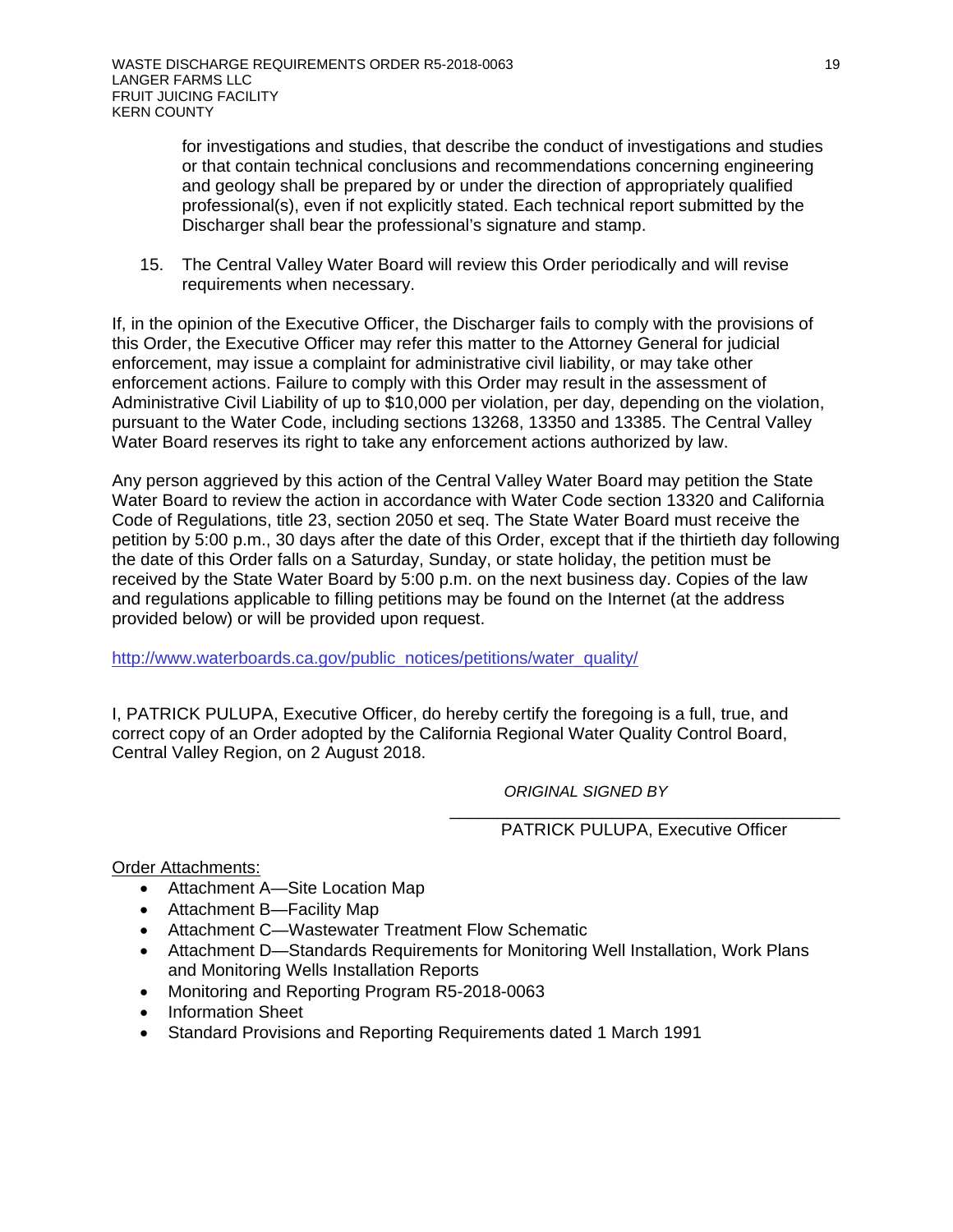for investigations and studies, that describe the conduct of investigations and studies or that contain technical conclusions and recommendations concerning engineering and geology shall be prepared by or under the direction of appropriately qualified professional(s), even if not explicitly stated. Each technical report submitted by the Discharger shall bear the professional's signature and stamp.

15. The Central Valley Water Board will review this Order periodically and will revise requirements when necessary.

If, in the opinion of the Executive Officer, the Discharger fails to comply with the provisions of this Order, the Executive Officer may refer this matter to the Attorney General for judicial enforcement, may issue a complaint for administrative civil liability, or may take other enforcement actions. Failure to comply with this Order may result in the assessment of Administrative Civil Liability of up to $10,000 per violation, per day, depending on the violation, pursuant to the Water Code, including sections 13268, 13350 and 13385. The Central Valley Water Board reserves its right to take any enforcement actions authorized by law.

Any person aggrieved by this action of the Central Valley Water Board may petition the State Water Board to review the action in accordance with Water Code section 13320 and California Code of Regulations, title 23, section 2050 et seq. The State Water Board must receive the petition by 5:00 p.m., 30 days after the date of this Order, except that if the thirtieth day following the date of this Order falls on a Saturday, Sunday, or state holiday, the petition must be received by the State Water Board by 5:00 p.m. on the next business day. Copies of the law and regulations applicable to filling petitions may be found on the Internet (at the address provided below) or will be provided upon request.

http://www.waterboards.ca.gov/public_notices/petitions/water_quality/

I, PATRICK PULUPA, Executive Officer, do hereby certify the foregoing is a full, true, and correct copy of an Order adopted by the California Regional Water Quality Control Board, Central Valley Region, on 2 August 2018.

*ORIGINAL SIGNED BY*

PATRICK PULUPA, Executive Officer

Order Attachments:

- Attachment A—Site Location Map
- Attachment B—Facility Map
- Attachment C—Wastewater Treatment Flow Schematic
- Attachment D—Standards Requirements for Monitoring Well Installation, Work Plans and Monitoring Wells Installation Reports
- Monitoring and Reporting Program R5-2018-0063
- Information Sheet
- Standard Provisions and Reporting Requirements dated 1 March 1991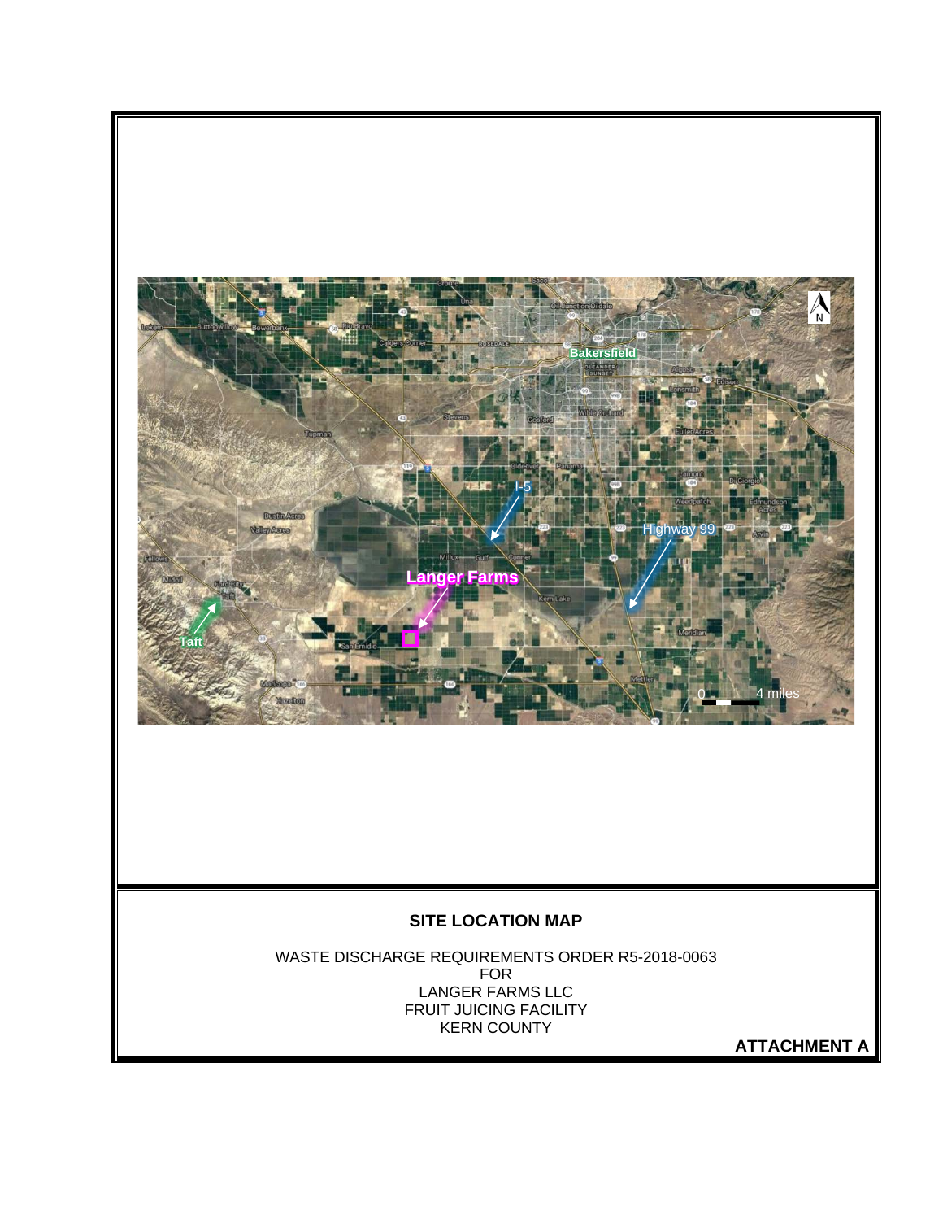**SITE LOCATION MAP**

WASTE DISCHARGE REQUIREMENTS ORDER R5-2018-0063
FOR
LANGER FARMS LLC
FRUIT JUICING FACILITY
KERN COUNTY

**ATTACHMENT A**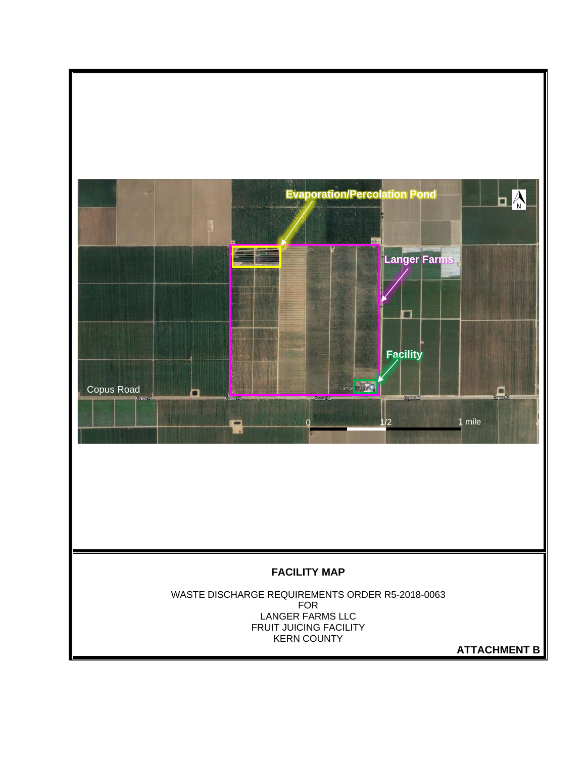Evaporation/Percolation Pond

Langer Farms

Facility

Copus Road

0 1/2 1 mile

**FACILITY MAP**

WASTE DISCHARGE REQUIREMENTS ORDER R5-2018-0063
FOR
LANGER FARMS LLC
FRUIT JUICING FACILITY
KERN COUNTY

**ATTACHMENT B**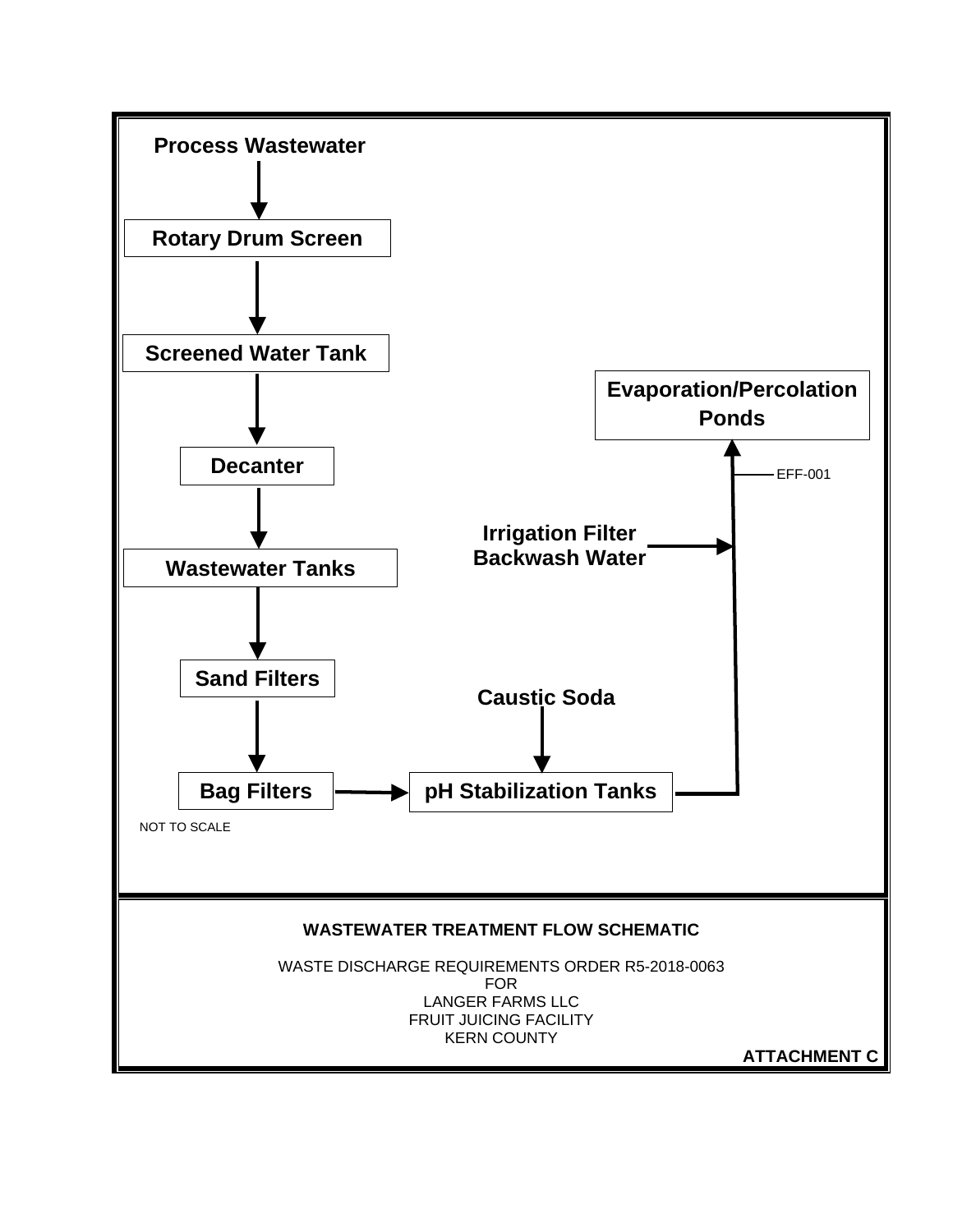Process Wastewater

↓

Rotary Drum Screen

↓

Screened Water Tank

↓

Decanter

↓

Wastewater Tanks

↓

Sand Filters

↓

Bag Filters → pH Stabilization Tanks ← Caustic Soda

pH Stabilization Tanks → (EFF-001) → Evaporation/Percolation Ponds

Irrigation Filter Backwash Water → Evaporation/Percolation Ponds

NOT TO SCALE

**WASTEWATER TREATMENT FLOW SCHEMATIC**

WASTE DISCHARGE REQUIREMENTS ORDER R5-2018-0063
FOR
LANGER FARMS LLC
FRUIT JUICING FACILITY
KERN COUNTY

**ATTACHMENT C**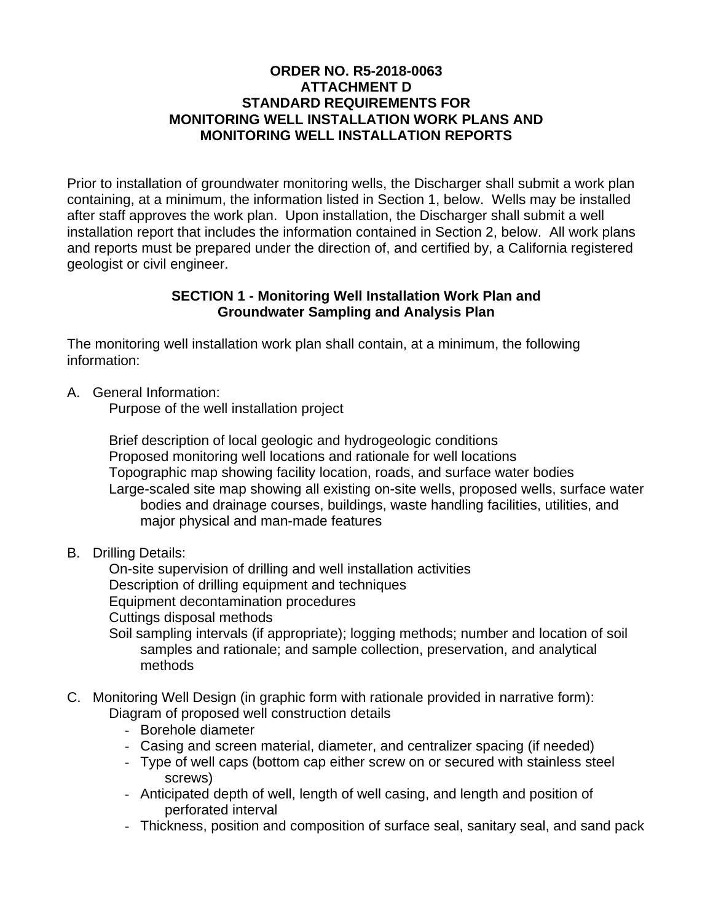**ORDER NO. R5-2018-0063**
**ATTACHMENT D**
**STANDARD REQUIREMENTS FOR**
**MONITORING WELL INSTALLATION WORK PLANS AND**
**MONITORING WELL INSTALLATION REPORTS**

Prior to installation of groundwater monitoring wells, the Discharger shall submit a work plan containing, at a minimum, the information listed in Section 1, below. Wells may be installed after staff approves the work plan. Upon installation, the Discharger shall submit a well installation report that includes the information contained in Section 2, below. All work plans and reports must be prepared under the direction of, and certified by, a California registered geologist or civil engineer.

## SECTION 1 - Monitoring Well Installation Work Plan and Groundwater Sampling and Analysis Plan

The monitoring well installation work plan shall contain, at a minimum, the following information:

A. General Information:

Purpose of the well installation project

Brief description of local geologic and hydrogeologic conditions
Proposed monitoring well locations and rationale for well locations
Topographic map showing facility location, roads, and surface water bodies
Large-scaled site map showing all existing on-site wells, proposed wells, surface water bodies and drainage courses, buildings, waste handling facilities, utilities, and major physical and man-made features

B. Drilling Details:

On-site supervision of drilling and well installation activities
Description of drilling equipment and techniques
Equipment decontamination procedures
Cuttings disposal methods
Soil sampling intervals (if appropriate); logging methods; number and location of soil samples and rationale; and sample collection, preservation, and analytical methods

C. Monitoring Well Design (in graphic form with rationale provided in narrative form):

Diagram of proposed well construction details

- Borehole diameter
- Casing and screen material, diameter, and centralizer spacing (if needed)
- Type of well caps (bottom cap either screw on or secured with stainless steel screws)
- Anticipated depth of well, length of well casing, and length and position of perforated interval
- Thickness, position and composition of surface seal, sanitary seal, and sand pack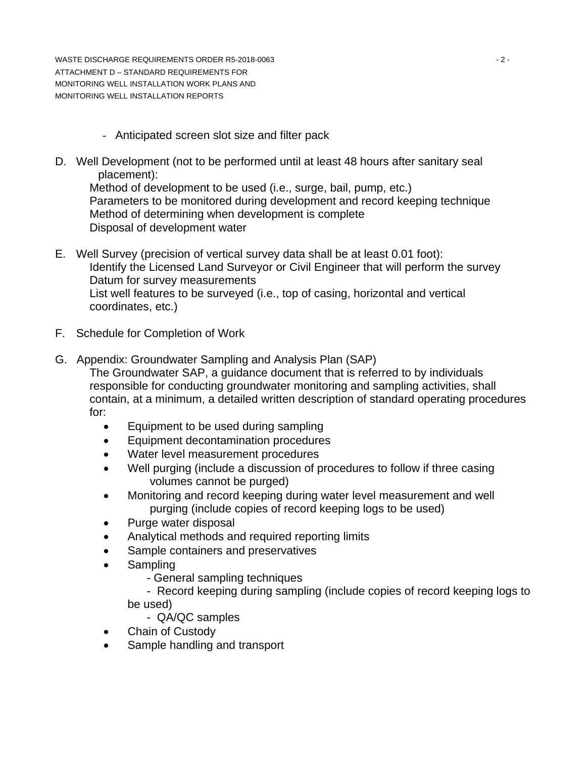- Anticipated screen slot size and filter pack

D. Well Development (not to be performed until at least 48 hours after sanitary seal placement):
   Method of development to be used (i.e., surge, bail, pump, etc.)
   Parameters to be monitored during development and record keeping technique
   Method of determining when development is complete
   Disposal of development water

E. Well Survey (precision of vertical survey data shall be at least 0.01 foot):
   Identify the Licensed Land Surveyor or Civil Engineer that will perform the survey
   Datum for survey measurements
   List well features to be surveyed (i.e., top of casing, horizontal and vertical coordinates, etc.)

F. Schedule for Completion of Work

G. Appendix: Groundwater Sampling and Analysis Plan (SAP)
   The Groundwater SAP, a guidance document that is referred to by individuals responsible for conducting groundwater monitoring and sampling activities, shall contain, at a minimum, a detailed written description of standard operating procedures for:

   - Equipment to be used during sampling
   - Equipment decontamination procedures
   - Water level measurement procedures
   - Well purging (include a discussion of procedures to follow if three casing volumes cannot be purged)
   - Monitoring and record keeping during water level measurement and well purging (include copies of record keeping logs to be used)
   - Purge water disposal
   - Analytical methods and required reporting limits
   - Sample containers and preservatives
   - Sampling
     - General sampling techniques
     - Record keeping during sampling (include copies of record keeping logs to be used)
     - QA/QC samples
   - Chain of Custody
   - Sample handling and transport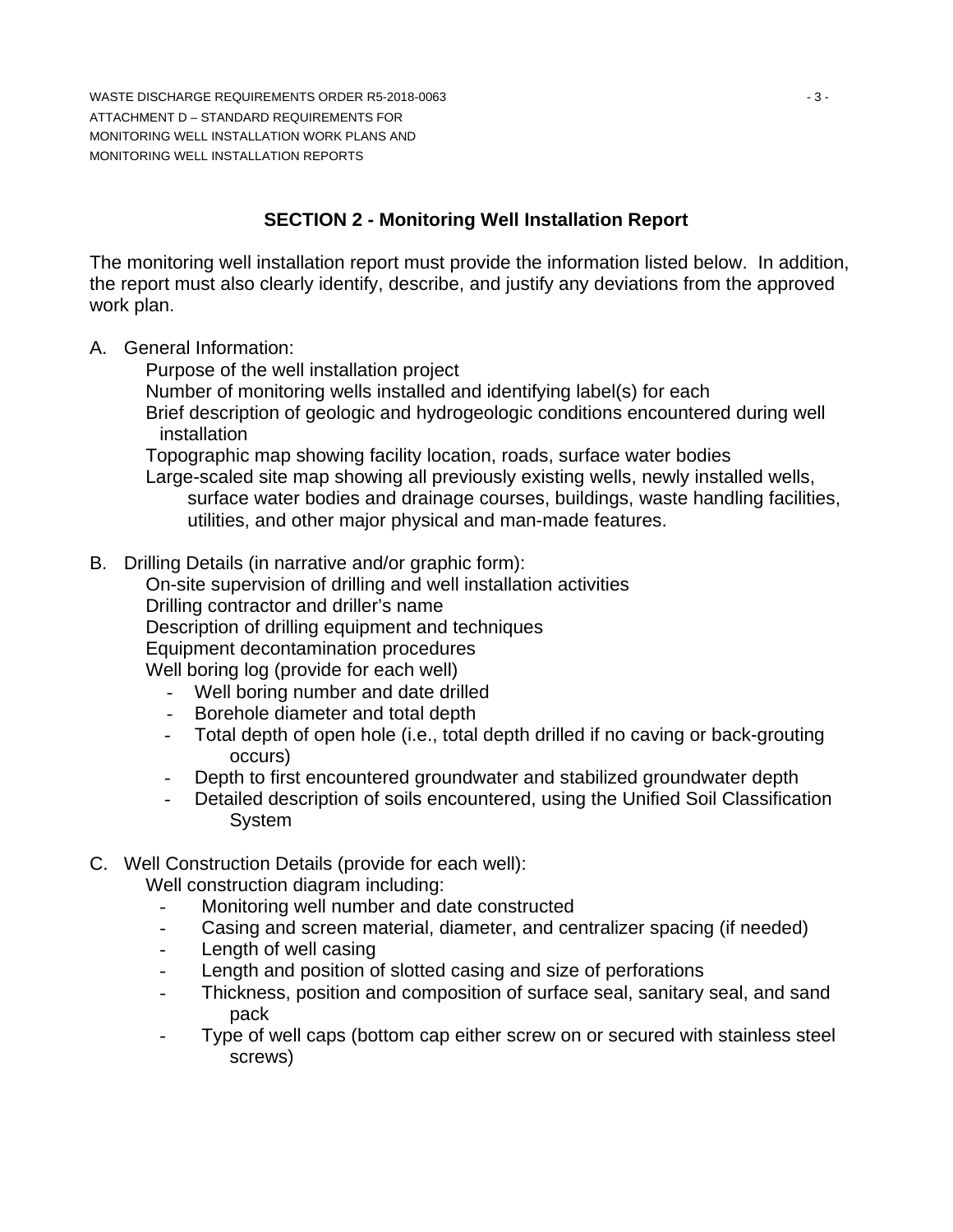## SECTION 2 - Monitoring Well Installation Report

The monitoring well installation report must provide the information listed below. In addition, the report must also clearly identify, describe, and justify any deviations from the approved work plan.

A. General Information:

   Purpose of the well installation project
   
   Number of monitoring wells installed and identifying label(s) for each
   
   Brief description of geologic and hydrogeologic conditions encountered during well installation
   
   Topographic map showing facility location, roads, surface water bodies
   
   Large-scaled site map showing all previously existing wells, newly installed wells, surface water bodies and drainage courses, buildings, waste handling facilities, utilities, and other major physical and man-made features.

B. Drilling Details (in narrative and/or graphic form):

   On-site supervision of drilling and well installation activities
   
   Drilling contractor and driller's name
   
   Description of drilling equipment and techniques
   
   Equipment decontamination procedures
   
   Well boring log (provide for each well)
   
   - Well boring number and date drilled
   - Borehole diameter and total depth
   - Total depth of open hole (i.e., total depth drilled if no caving or back-grouting occurs)
   - Depth to first encountered groundwater and stabilized groundwater depth
   - Detailed description of soils encountered, using the Unified Soil Classification System

C. Well Construction Details (provide for each well):

   Well construction diagram including:
   
   - Monitoring well number and date constructed
   - Casing and screen material, diameter, and centralizer spacing (if needed)
   - Length of well casing
   - Length and position of slotted casing and size of perforations
   - Thickness, position and composition of surface seal, sanitary seal, and sand pack
   - Type of well caps (bottom cap either screw on or secured with stainless steel screws)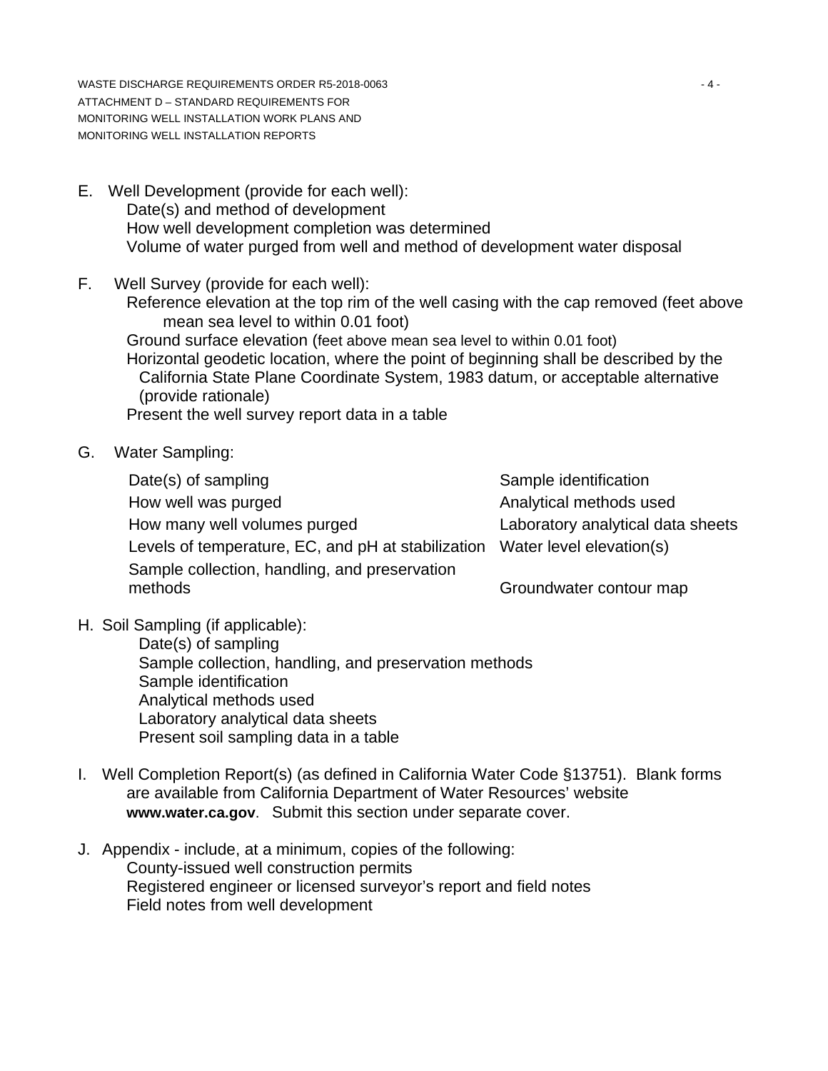E. Well Development (provide for each well):
   - Date(s) and method of development
   - How well development completion was determined
   - Volume of water purged from well and method of development water disposal

F. Well Survey (provide for each well):
   - Reference elevation at the top rim of the well casing with the cap removed (feet above mean sea level to within 0.01 foot)
   - Ground surface elevation (feet above mean sea level to within 0.01 foot)
   - Horizontal geodetic location, where the point of beginning shall be described by the California State Plane Coordinate System, 1983 datum, or acceptable alternative (provide rationale)
   - Present the well survey report data in a table

G. Water Sampling:

| | |
|---|---|
| Date(s) of sampling | Sample identification |
| How well was purged | Analytical methods used |
| How many well volumes purged | Laboratory analytical data sheets |
| Levels of temperature, EC, and pH at stabilization | Water level elevation(s) |
| Sample collection, handling, and preservation methods | Groundwater contour map |

H. Soil Sampling (if applicable):
   - Date(s) of sampling
   - Sample collection, handling, and preservation methods
   - Sample identification
   - Analytical methods used
   - Laboratory analytical data sheets
   - Present soil sampling data in a table

I. Well Completion Report(s) (as defined in California Water Code §13751). Blank forms are available from California Department of Water Resources' website **www.water.ca.gov**. Submit this section under separate cover.

J. Appendix - include, at a minimum, copies of the following:
   - County-issued well construction permits
   - Registered engineer or licensed surveyor's report and field notes
   - Field notes from well development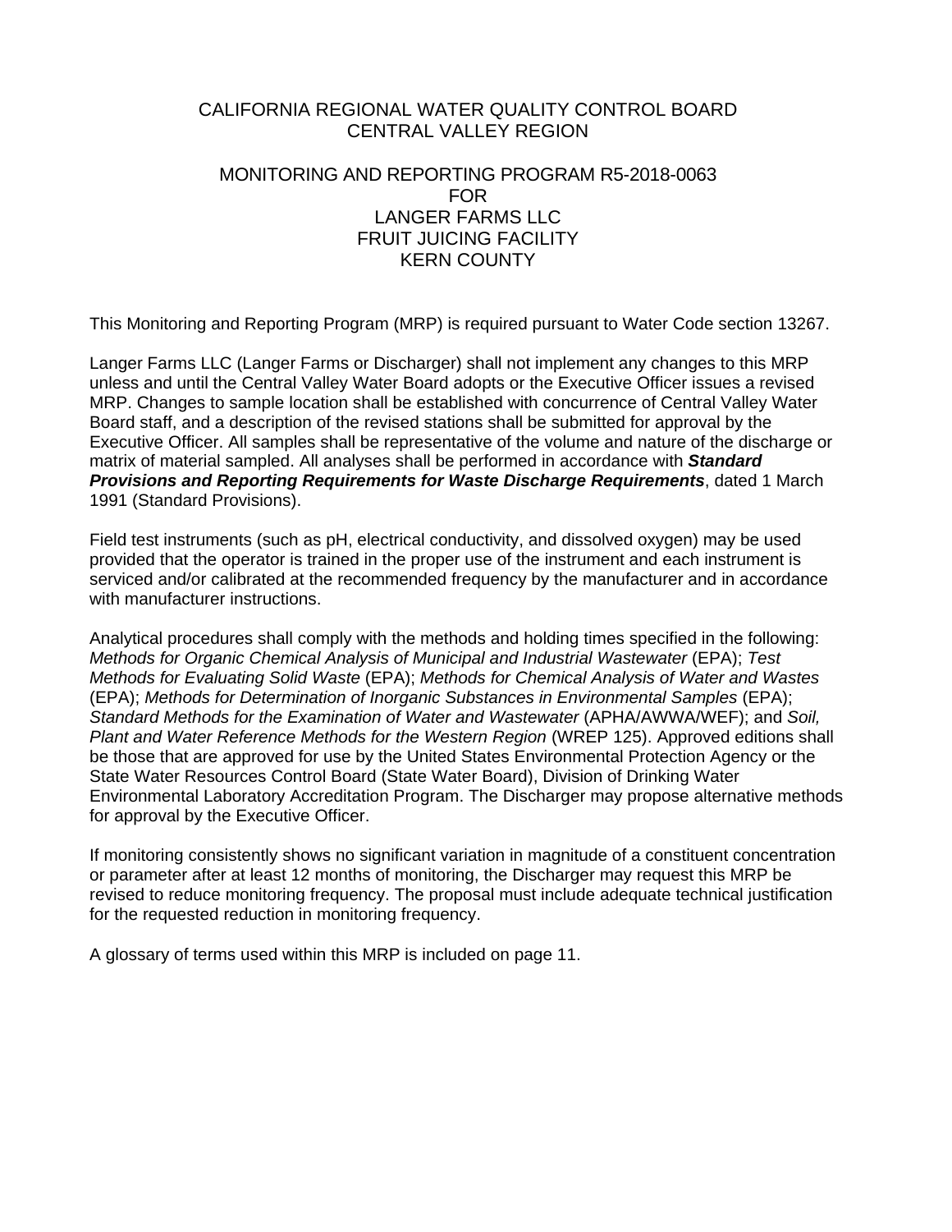# CALIFORNIA REGIONAL WATER QUALITY CONTROL BOARD
# CENTRAL VALLEY REGION

## MONITORING AND REPORTING PROGRAM R5-2018-0063
## FOR
## LANGER FARMS LLC
## FRUIT JUICING FACILITY
## KERN COUNTY

This Monitoring and Reporting Program (MRP) is required pursuant to Water Code section 13267.

Langer Farms LLC (Langer Farms or Discharger) shall not implement any changes to this MRP unless and until the Central Valley Water Board adopts or the Executive Officer issues a revised MRP. Changes to sample location shall be established with concurrence of Central Valley Water Board staff, and a description of the revised stations shall be submitted for approval by the Executive Officer. All samples shall be representative of the volume and nature of the discharge or matrix of material sampled. All analyses shall be performed in accordance with ***Standard Provisions and Reporting Requirements for Waste Discharge Requirements***, dated 1 March 1991 (Standard Provisions).

Field test instruments (such as pH, electrical conductivity, and dissolved oxygen) may be used provided that the operator is trained in the proper use of the instrument and each instrument is serviced and/or calibrated at the recommended frequency by the manufacturer and in accordance with manufacturer instructions.

Analytical procedures shall comply with the methods and holding times specified in the following: *Methods for Organic Chemical Analysis of Municipal and Industrial Wastewater* (EPA); *Test Methods for Evaluating Solid Waste* (EPA); *Methods for Chemical Analysis of Water and Wastes* (EPA); *Methods for Determination of Inorganic Substances in Environmental Samples* (EPA); *Standard Methods for the Examination of Water and Wastewater* (APHA/AWWA/WEF); and *Soil, Plant and Water Reference Methods for the Western Region* (WREP 125). Approved editions shall be those that are approved for use by the United States Environmental Protection Agency or the State Water Resources Control Board (State Water Board), Division of Drinking Water Environmental Laboratory Accreditation Program. The Discharger may propose alternative methods for approval by the Executive Officer.

If monitoring consistently shows no significant variation in magnitude of a constituent concentration or parameter after at least 12 months of monitoring, the Discharger may request this MRP be revised to reduce monitoring frequency. The proposal must include adequate technical justification for the requested reduction in monitoring frequency.

A glossary of terms used within this MRP is included on page 11.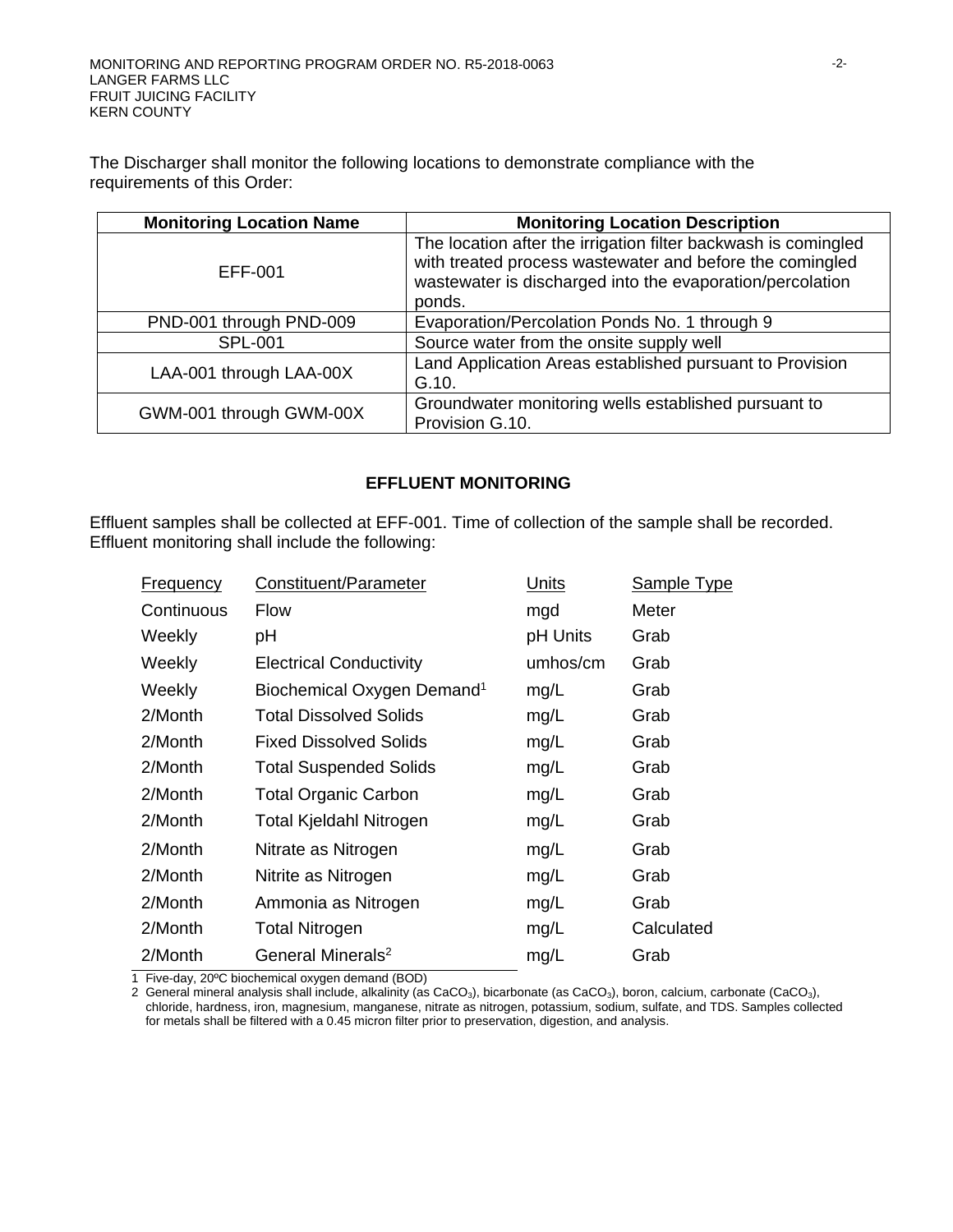The Discharger shall monitor the following locations to demonstrate compliance with the requirements of this Order:

| Monitoring Location Name | Monitoring Location Description |
|---|---|
| EFF-001 | The location after the irrigation filter backwash is comingled with treated process wastewater and before the comingled wastewater is discharged into the evaporation/percolation ponds. |
| PND-001 through PND-009 | Evaporation/Percolation Ponds No. 1 through 9 |
| SPL-001 | Source water from the onsite supply well |
| LAA-001 through LAA-00X | Land Application Areas established pursuant to Provision G.10. |
| GWM-001 through GWM-00X | Groundwater monitoring wells established pursuant to Provision G.10. |

## EFFLUENT MONITORING

Effluent samples shall be collected at EFF-001. Time of collection of the sample shall be recorded. Effluent monitoring shall include the following:

| Frequency | Constituent/Parameter | Units | Sample Type |
|---|---|---|---|
| Continuous | Flow | mgd | Meter |
| Weekly | pH | pH Units | Grab |
| Weekly | Electrical Conductivity | umhos/cm | Grab |
| Weekly | Biochemical Oxygen Demand[1] | mg/L | Grab |
| 2/Month | Total Dissolved Solids | mg/L | Grab |
| 2/Month | Fixed Dissolved Solids | mg/L | Grab |
| 2/Month | Total Suspended Solids | mg/L | Grab |
| 2/Month | Total Organic Carbon | mg/L | Grab |
| 2/Month | Total Kjeldahl Nitrogen | mg/L | Grab |
| 2/Month | Nitrate as Nitrogen | mg/L | Grab |
| 2/Month | Nitrite as Nitrogen | mg/L | Grab |
| 2/Month | Ammonia as Nitrogen | mg/L | Grab |
| 2/Month | Total Nitrogen | mg/L | Calculated |
| 2/Month | General Minerals[2] | mg/L | Grab |

1 Five-day, 20ºC biochemical oxygen demand (BOD)

2 General mineral analysis shall include, alkalinity (as $CaCO_3$), bicarbonate (as $CaCO_3$), boron, calcium, carbonate ($CaCO_3$), chloride, hardness, iron, magnesium, manganese, nitrate as nitrogen, potassium, sodium, sulfate, and TDS. Samples collected for metals shall be filtered with a 0.45 micron filter prior to preservation, digestion, and analysis.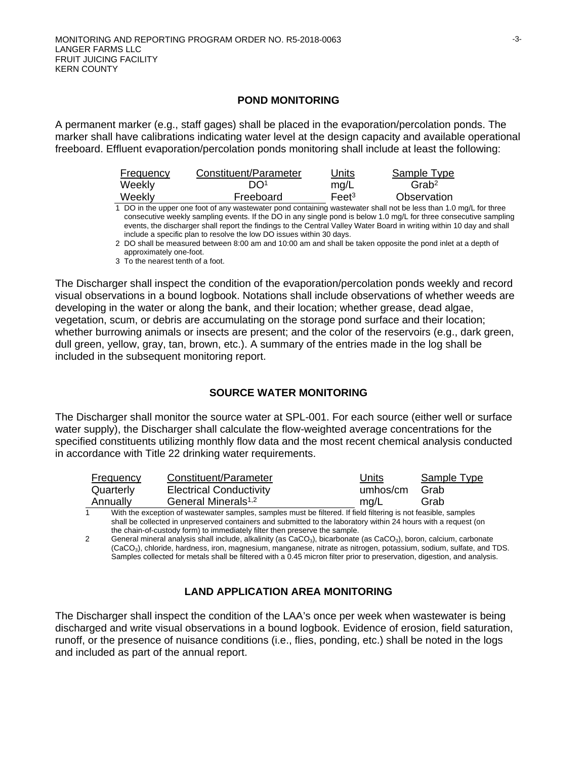## POND MONITORING

A permanent marker (e.g., staff gages) shall be placed in the evaporation/percolation ponds. The marker shall have calibrations indicating water level at the design capacity and available operational freeboard. Effluent evaporation/percolation ponds monitoring shall include at least the following:

| Frequency | Constituent/Parameter | Units | Sample Type |
|---|---|---|---|
| Weekly | DO[1] | mg/L | Grab[2] |
| Weekly | Freeboard | Feet[3] | Observation |

1 DO in the upper one foot of any wastewater pond containing wastewater shall not be less than 1.0 mg/L for three consecutive weekly sampling events. If the DO in any single pond is below 1.0 mg/L for three consecutive sampling events, the discharger shall report the findings to the Central Valley Water Board in writing within 10 day and shall include a specific plan to resolve the low DO issues within 30 days.

2 DO shall be measured between 8:00 am and 10:00 am and shall be taken opposite the pond inlet at a depth of approximately one-foot.

3 To the nearest tenth of a foot.

The Discharger shall inspect the condition of the evaporation/percolation ponds weekly and record visual observations in a bound logbook. Notations shall include observations of whether weeds are developing in the water or along the bank, and their location; whether grease, dead algae, vegetation, scum, or debris are accumulating on the storage pond surface and their location; whether burrowing animals or insects are present; and the color of the reservoirs (e.g., dark green, dull green, yellow, gray, tan, brown, etc.). A summary of the entries made in the log shall be included in the subsequent monitoring report.

## SOURCE WATER MONITORING

The Discharger shall monitor the source water at SPL-001. For each source (either well or surface water supply), the Discharger shall calculate the flow-weighted average concentrations for the specified constituents utilizing monthly flow data and the most recent chemical analysis conducted in accordance with Title 22 drinking water requirements.

| Frequency | Constituent/Parameter | Units | Sample Type |
|---|---|---|---|
| Quarterly | Electrical Conductivity | umhos/cm | Grab |
| Annually | General Minerals[1,2] | mg/L | Grab |

1 With the exception of wastewater samples, samples must be filtered. If field filtering is not feasible, samples shall be collected in unpreserved containers and submitted to the laboratory within 24 hours with a request (on the chain-of-custody form) to immediately filter then preserve the sample.

2 General mineral analysis shall include, alkalinity (as $CaCO_3$), bicarbonate (as $CaCO_3$), boron, calcium, carbonate ($CaCO_3$), chloride, hardness, iron, magnesium, manganese, nitrate as nitrogen, potassium, sodium, sulfate, and TDS. Samples collected for metals shall be filtered with a 0.45 micron filter prior to preservation, digestion, and analysis.

## LAND APPLICATION AREA MONITORING

The Discharger shall inspect the condition of the LAA's once per week when wastewater is being discharged and write visual observations in a bound logbook. Evidence of erosion, field saturation, runoff, or the presence of nuisance conditions (i.e., flies, ponding, etc.) shall be noted in the logs and included as part of the annual report.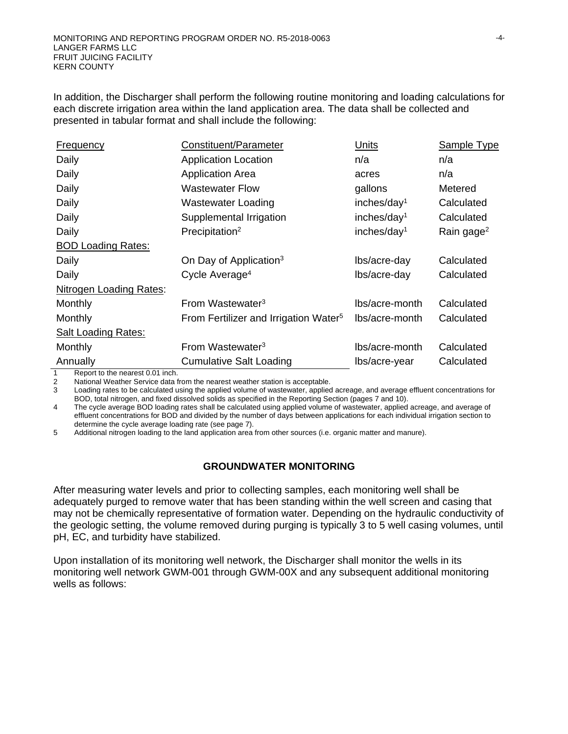In addition, the Discharger shall perform the following routine monitoring and loading calculations for each discrete irrigation area within the land application area. The data shall be collected and presented in tabular format and shall include the following:

| Frequency | Constituent/Parameter | Units | Sample Type |
|---|---|---|---|
| Daily | Application Location | n/a | n/a |
| Daily | Application Area | acres | n/a |
| Daily | Wastewater Flow | gallons | Metered |
| Daily | Wastewater Loading | inches/day[1] | Calculated |
| Daily | Supplemental Irrigation | inches/day[1] | Calculated |
| Daily | Precipitation[2] | inches/day[1] | Rain gage[2] |
| BOD Loading Rates: | | | |
| Daily | On Day of Application[3] | lbs/acre-day | Calculated |
| Daily | Cycle Average[4] | lbs/acre-day | Calculated |
| Nitrogen Loading Rates: | | | |
| Monthly | From Wastewater[3] | lbs/acre-month | Calculated |
| Monthly | From Fertilizer and Irrigation Water[5] | lbs/acre-month | Calculated |
| Salt Loading Rates: | | | |
| Monthly | From Wastewater[3] | lbs/acre-month | Calculated |
| Annually | Cumulative Salt Loading | lbs/acre-year | Calculated |

1 Report to the nearest 0.01 inch.
2 National Weather Service data from the nearest weather station is acceptable.
3 Loading rates to be calculated using the applied volume of wastewater, applied acreage, and average effluent concentrations for BOD, total nitrogen, and fixed dissolved solids as specified in the Reporting Section (pages 7 and 10).
4 The cycle average BOD loading rates shall be calculated using applied volume of wastewater, applied acreage, and average of effluent concentrations for BOD and divided by the number of days between applications for each individual irrigation section to determine the cycle average loading rate (see page 7).
5 Additional nitrogen loading to the land application area from other sources (i.e. organic matter and manure).

## GROUNDWATER MONITORING

After measuring water levels and prior to collecting samples, each monitoring well shall be adequately purged to remove water that has been standing within the well screen and casing that may not be chemically representative of formation water. Depending on the hydraulic conductivity of the geologic setting, the volume removed during purging is typically 3 to 5 well casing volumes, until pH, EC, and turbidity have stabilized.

Upon installation of its monitoring well network, the Discharger shall monitor the wells in its monitoring well network GWM-001 through GWM-00X and any subsequent additional monitoring wells as follows: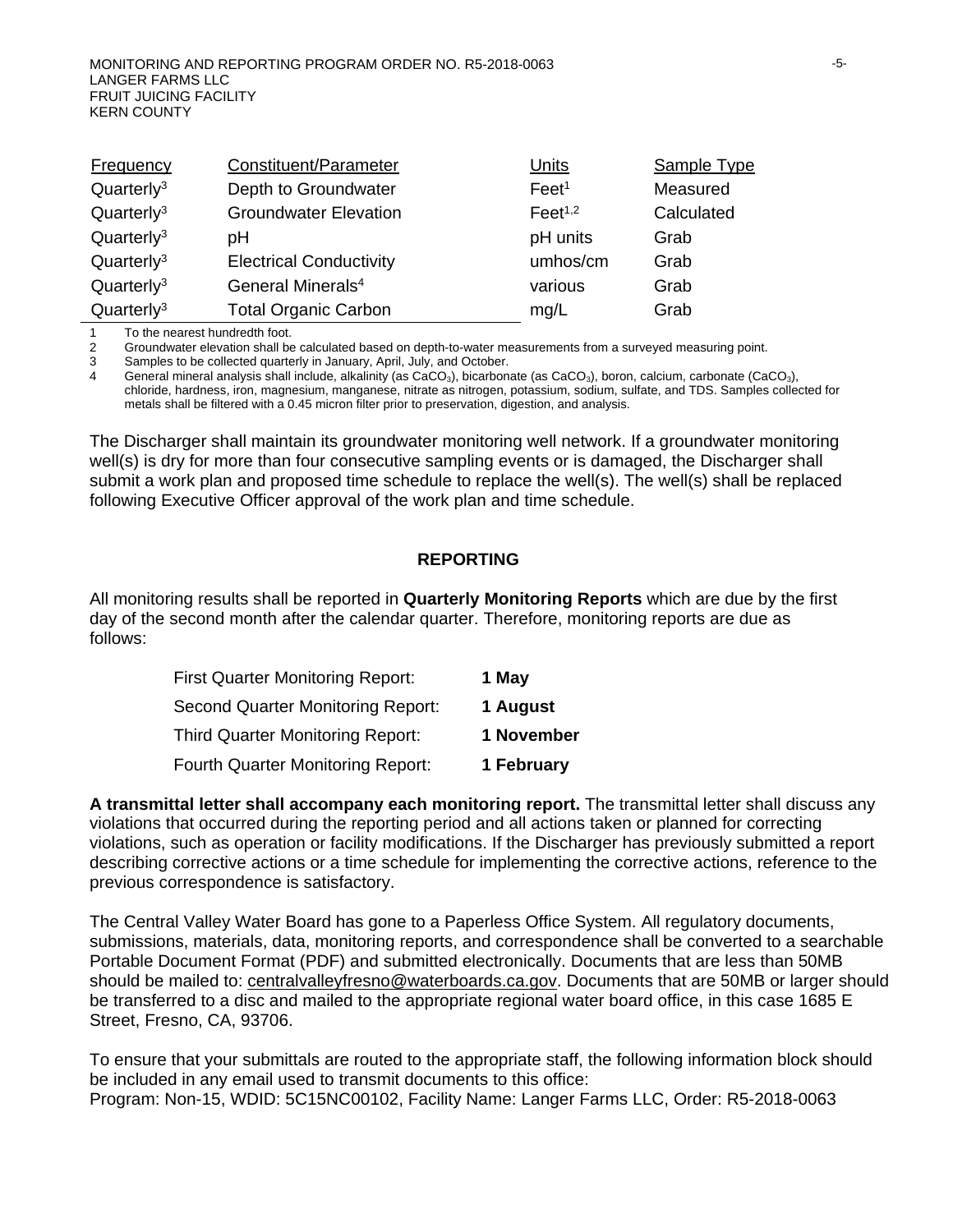| Frequency | Constituent/Parameter | Units | Sample Type |
|---|---|---|---|
| Quarterly[3] | Depth to Groundwater | Feet[1] | Measured |
| Quarterly[3] | Groundwater Elevation | Feet[1,2] | Calculated |
| Quarterly[3] | pH | pH units | Grab |
| Quarterly[3] | Electrical Conductivity | umhos/cm | Grab |
| Quarterly[3] | General Minerals[4] | various | Grab |
| Quarterly[3] | Total Organic Carbon | mg/L | Grab |

1 To the nearest hundredth foot.
2 Groundwater elevation shall be calculated based on depth-to-water measurements from a surveyed measuring point.
3 Samples to be collected quarterly in January, April, July, and October.
4 General mineral analysis shall include, alkalinity (as $CaCO_3$), bicarbonate (as $CaCO_3$), boron, calcium, carbonate ($CaCO_3$), chloride, hardness, iron, magnesium, manganese, nitrate as nitrogen, potassium, sodium, sulfate, and TDS. Samples collected for metals shall be filtered with a 0.45 micron filter prior to preservation, digestion, and analysis.

The Discharger shall maintain its groundwater monitoring well network. If a groundwater monitoring well(s) is dry for more than four consecutive sampling events or is damaged, the Discharger shall submit a work plan and proposed time schedule to replace the well(s). The well(s) shall be replaced following Executive Officer approval of the work plan and time schedule.

## REPORTING

All monitoring results shall be reported in **Quarterly Monitoring Reports** which are due by the first day of the second month after the calendar quarter. Therefore, monitoring reports are due as follows:

| | |
|---|---|
| First Quarter Monitoring Report: | **1 May** |
| Second Quarter Monitoring Report: | **1 August** |
| Third Quarter Monitoring Report: | **1 November** |
| Fourth Quarter Monitoring Report: | **1 February** |

**A transmittal letter shall accompany each monitoring report.** The transmittal letter shall discuss any violations that occurred during the reporting period and all actions taken or planned for correcting violations, such as operation or facility modifications. If the Discharger has previously submitted a report describing corrective actions or a time schedule for implementing the corrective actions, reference to the previous correspondence is satisfactory.

The Central Valley Water Board has gone to a Paperless Office System. All regulatory documents, submissions, materials, data, monitoring reports, and correspondence shall be converted to a searchable Portable Document Format (PDF) and submitted electronically. Documents that are less than 50MB should be mailed to: centralvalleyfresno@waterboards.ca.gov. Documents that are 50MB or larger should be transferred to a disc and mailed to the appropriate regional water board office, in this case 1685 E Street, Fresno, CA, 93706.

To ensure that your submittals are routed to the appropriate staff, the following information block should be included in any email used to transmit documents to this office:
Program: Non-15, WDID: 5C15NC00102, Facility Name: Langer Farms LLC, Order: R5-2018-0063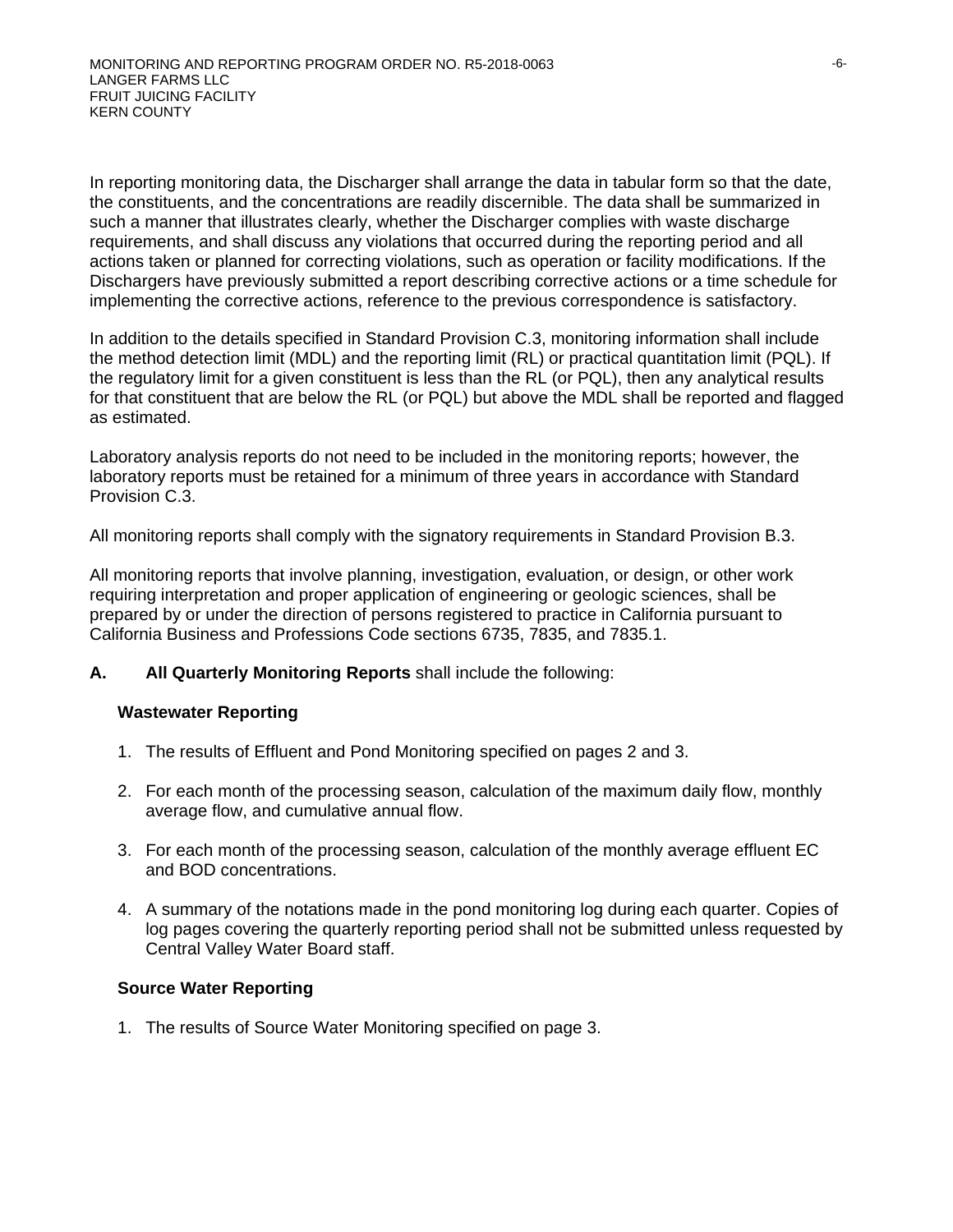In reporting monitoring data, the Discharger shall arrange the data in tabular form so that the date, the constituents, and the concentrations are readily discernible. The data shall be summarized in such a manner that illustrates clearly, whether the Discharger complies with waste discharge requirements, and shall discuss any violations that occurred during the reporting period and all actions taken or planned for correcting violations, such as operation or facility modifications. If the Dischargers have previously submitted a report describing corrective actions or a time schedule for implementing the corrective actions, reference to the previous correspondence is satisfactory.

In addition to the details specified in Standard Provision C.3, monitoring information shall include the method detection limit (MDL) and the reporting limit (RL) or practical quantitation limit (PQL). If the regulatory limit for a given constituent is less than the RL (or PQL), then any analytical results for that constituent that are below the RL (or PQL) but above the MDL shall be reported and flagged as estimated.

Laboratory analysis reports do not need to be included in the monitoring reports; however, the laboratory reports must be retained for a minimum of three years in accordance with Standard Provision C.3.

All monitoring reports shall comply with the signatory requirements in Standard Provision B.3.

All monitoring reports that involve planning, investigation, evaluation, or design, or other work requiring interpretation and proper application of engineering or geologic sciences, shall be prepared by or under the direction of persons registered to practice in California pursuant to California Business and Professions Code sections 6735, 7835, and 7835.1.

**A. All Quarterly Monitoring Reports** shall include the following:

**Wastewater Reporting**

1. The results of Effluent and Pond Monitoring specified on pages 2 and 3.
2. For each month of the processing season, calculation of the maximum daily flow, monthly average flow, and cumulative annual flow.
3. For each month of the processing season, calculation of the monthly average effluent EC and BOD concentrations.
4. A summary of the notations made in the pond monitoring log during each quarter. Copies of log pages covering the quarterly reporting period shall not be submitted unless requested by Central Valley Water Board staff.

**Source Water Reporting**

1. The results of Source Water Monitoring specified on page 3.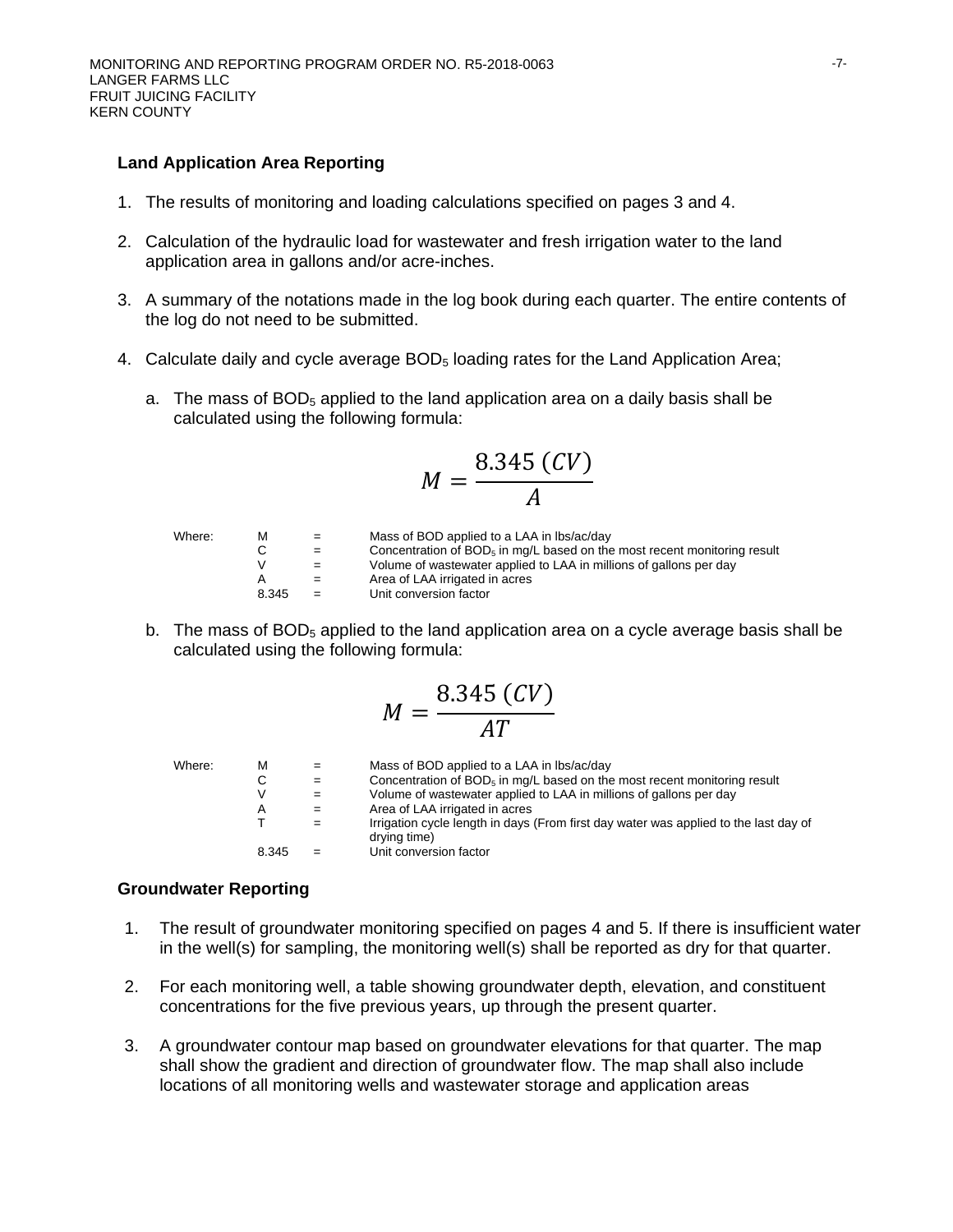### Land Application Area Reporting

1. The results of monitoring and loading calculations specified on pages 3 and 4.

2. Calculation of the hydraulic load for wastewater and fresh irrigation water to the land application area in gallons and/or acre-inches.

3. A summary of the notations made in the log book during each quarter. The entire contents of the log do not need to be submitted.

4. Calculate daily and cycle average $BOD_5$ loading rates for the Land Application Area;

   a. The mass of $BOD_5$ applied to the land application area on a daily basis shall be calculated using the following formula:

$$M = \frac{8.345\ (CV)}{A}$$

| Where: | M | = | Mass of BOD applied to a LAA in lbs/ac/day |
|---|---|---|---|
| | C | = | Concentration of $BOD_5$ in mg/L based on the most recent monitoring result |
| | V | = | Volume of wastewater applied to LAA in millions of gallons per day |
| | A | = | Area of LAA irrigated in acres |
| | 8.345 | = | Unit conversion factor |

   b. The mass of $BOD_5$ applied to the land application area on a cycle average basis shall be calculated using the following formula:

$$M = \frac{8.345\ (CV)}{AT}$$

| Where: | M | = | Mass of BOD applied to a LAA in lbs/ac/day |
|---|---|---|---|
| | C | = | Concentration of $BOD_5$ in mg/L based on the most recent monitoring result |
| | V | = | Volume of wastewater applied to LAA in millions of gallons per day |
| | A | = | Area of LAA irrigated in acres |
| | T | = | Irrigation cycle length in days (From first day water was applied to the last day of drying time) |
| | 8.345 | = | Unit conversion factor |

### Groundwater Reporting

1. The result of groundwater monitoring specified on pages 4 and 5. If there is insufficient water in the well(s) for sampling, the monitoring well(s) shall be reported as dry for that quarter.

2. For each monitoring well, a table showing groundwater depth, elevation, and constituent concentrations for the five previous years, up through the present quarter.

3. A groundwater contour map based on groundwater elevations for that quarter. The map shall show the gradient and direction of groundwater flow. The map shall also include locations of all monitoring wells and wastewater storage and application areas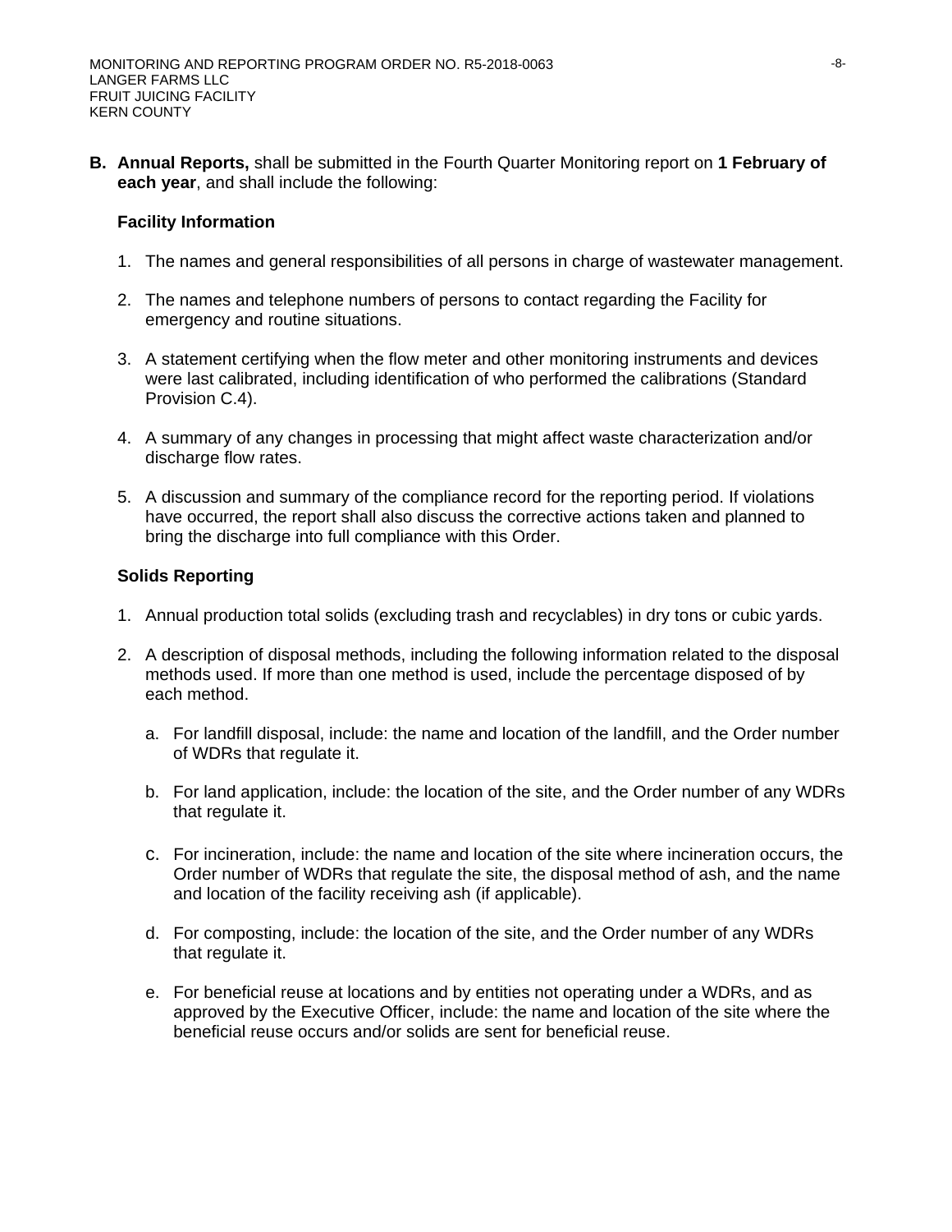**B. Annual Reports,** shall be submitted in the Fourth Quarter Monitoring report on **1 February of each year**, and shall include the following:

**Facility Information**

1. The names and general responsibilities of all persons in charge of wastewater management.

2. The names and telephone numbers of persons to contact regarding the Facility for emergency and routine situations.

3. A statement certifying when the flow meter and other monitoring instruments and devices were last calibrated, including identification of who performed the calibrations (Standard Provision C.4).

4. A summary of any changes in processing that might affect waste characterization and/or discharge flow rates.

5. A discussion and summary of the compliance record for the reporting period. If violations have occurred, the report shall also discuss the corrective actions taken and planned to bring the discharge into full compliance with this Order.

**Solids Reporting**

1. Annual production total solids (excluding trash and recyclables) in dry tons or cubic yards.

2. A description of disposal methods, including the following information related to the disposal methods used. If more than one method is used, include the percentage disposed of by each method.

   a. For landfill disposal, include: the name and location of the landfill, and the Order number of WDRs that regulate it.

   b. For land application, include: the location of the site, and the Order number of any WDRs that regulate it.

   c. For incineration, include: the name and location of the site where incineration occurs, the Order number of WDRs that regulate the site, the disposal method of ash, and the name and location of the facility receiving ash (if applicable).

   d. For composting, include: the location of the site, and the Order number of any WDRs that regulate it.

   e. For beneficial reuse at locations and by entities not operating under a WDRs, and as approved by the Executive Officer, include: the name and location of the site where the beneficial reuse occurs and/or solids are sent for beneficial reuse.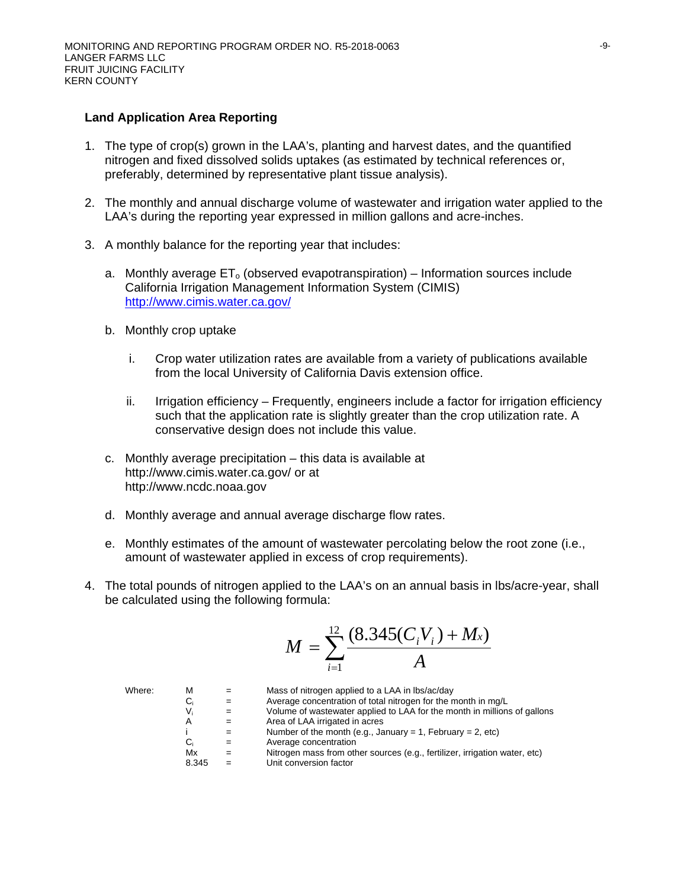**Land Application Area Reporting**

1. The type of crop(s) grown in the LAA's, planting and harvest dates, and the quantified nitrogen and fixed dissolved solids uptakes (as estimated by technical references or, preferably, determined by representative plant tissue analysis).

2. The monthly and annual discharge volume of wastewater and irrigation water applied to the LAA's during the reporting year expressed in million gallons and acre-inches.

3. A monthly balance for the reporting year that includes:

   a. Monthly average $ET_o$ (observed evapotranspiration) – Information sources include California Irrigation Management Information System (CIMIS) http://www.cimis.water.ca.gov/

   b. Monthly crop uptake

      i. Crop water utilization rates are available from a variety of publications available from the local University of California Davis extension office.

      ii. Irrigation efficiency – Frequently, engineers include a factor for irrigation efficiency such that the application rate is slightly greater than the crop utilization rate. A conservative design does not include this value.

   c. Monthly average precipitation – this data is available at http://www.cimis.water.ca.gov/ or at http://www.ncdc.noaa.gov

   d. Monthly average and annual average discharge flow rates.

   e. Monthly estimates of the amount of wastewater percolating below the root zone (i.e., amount of wastewater applied in excess of crop requirements).

4. The total pounds of nitrogen applied to the LAA's on an annual basis in lbs/acre-year, shall be calculated using the following formula:

$$M = \sum_{i=1}^{12} \frac{(8.345(C_i V_i) + M_x)}{A}$$

| Where: | | | |
|---|---|---|---|
| | M | = | Mass of nitrogen applied to a LAA in lbs/ac/day |
| | $C_i$ | = | Average concentration of total nitrogen for the month in mg/L |
| | $V_i$ | = | Volume of wastewater applied to LAA for the month in millions of gallons |
| | A | = | Area of LAA irrigated in acres |
| | i | = | Number of the month (e.g., January = 1, February = 2, etc) |
| | $C_i$ | = | Average concentration |
| | Mx | = | Nitrogen mass from other sources (e.g., fertilizer, irrigation water, etc) |
| | 8.345 | = | Unit conversion factor |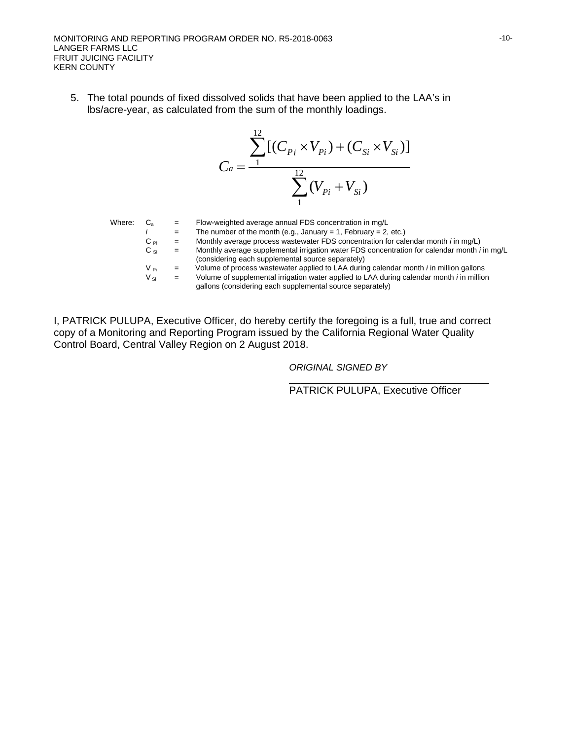5. The total pounds of fixed dissolved solids that have been applied to the LAA's in lbs/acre-year, as calculated from the sum of the monthly loadings.

$$C_a = \frac{\sum_{1}^{12}[(C_{Pi} \times V_{Pi}) + (C_{Si} \times V_{Si})]}{\sum_{1}^{12}(V_{Pi} + V_{Si})}$$

Where:

| | | |
|---|---|---|
| $C_a$ | = | Flow-weighted average annual FDS concentration in mg/L |
| $i$ | = | The number of the month (e.g., January = 1, February = 2, etc.) |
| $C_{Pi}$ | = | Monthly average process wastewater FDS concentration for calendar month *i* in mg/L) |
| $C_{Si}$ | = | Monthly average supplemental irrigation water FDS concentration for calendar month *i* in mg/L (considering each supplemental source separately) |
| $V_{Pi}$ | = | Volume of process wastewater applied to LAA during calendar month *i* in million gallons |
| $V_{Si}$ | = | Volume of supplemental irrigation water applied to LAA during calendar month *i* in million gallons (considering each supplemental source separately) |

I, PATRICK PULUPA, Executive Officer, do hereby certify the foregoing is a full, true and correct copy of a Monitoring and Reporting Program issued by the California Regional Water Quality Control Board, Central Valley Region on 2 August 2018.

*ORIGINAL SIGNED BY*

\_\_\_\_\_\_\_\_\_\_\_\_\_\_\_\_\_\_\_\_\_\_\_\_\_\_\_\_\_\_\_\_\_\_\_\_

PATRICK PULUPA, Executive Officer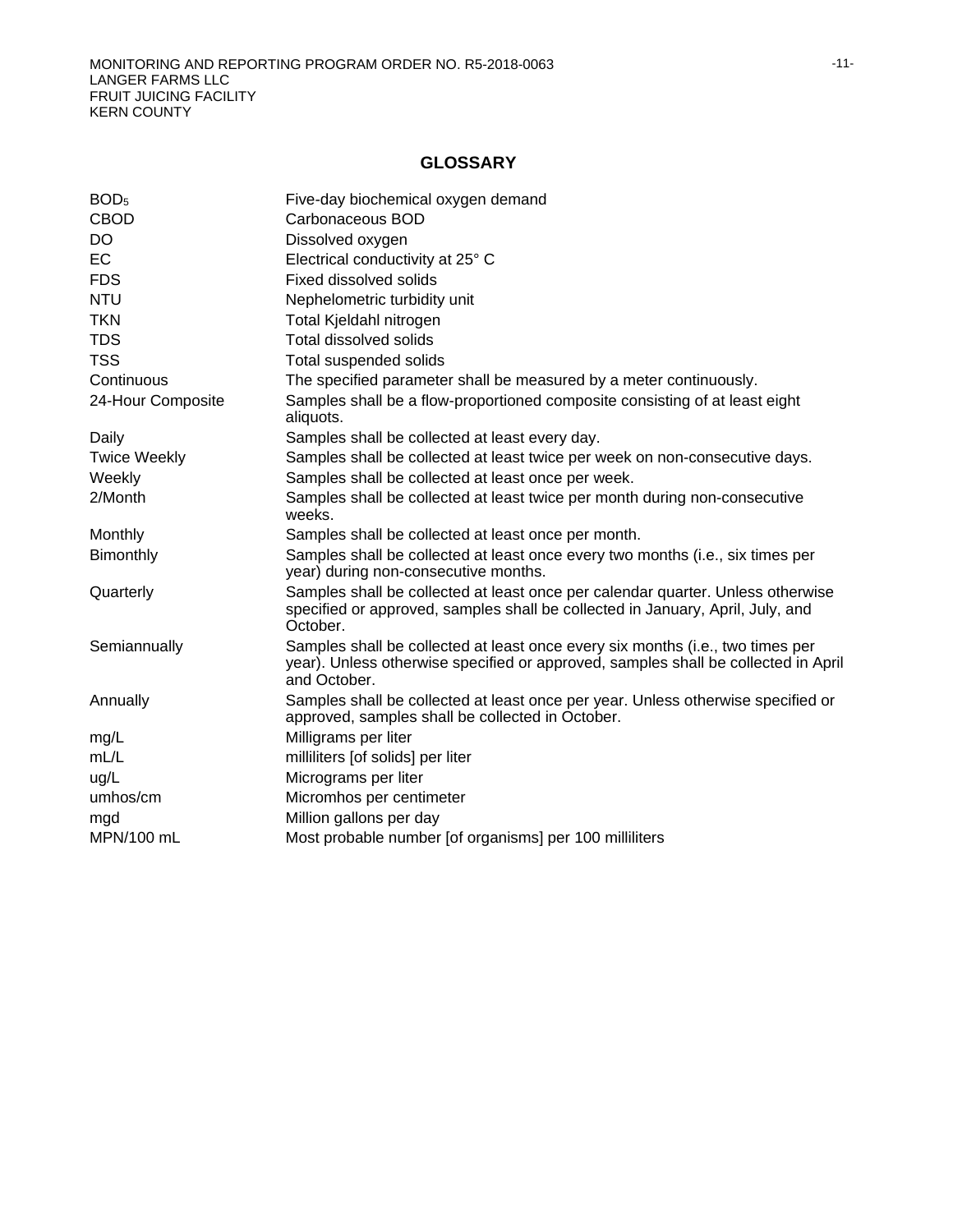## GLOSSARY

| | |
|---|---|
| $BOD_5$ | Five-day biochemical oxygen demand |
| CBOD | Carbonaceous BOD |
| DO | Dissolved oxygen |
| EC | Electrical conductivity at 25° C |
| FDS | Fixed dissolved solids |
| NTU | Nephelometric turbidity unit |
| TKN | Total Kjeldahl nitrogen |
| TDS | Total dissolved solids |
| TSS | Total suspended solids |
| Continuous | The specified parameter shall be measured by a meter continuously. |
| 24-Hour Composite | Samples shall be a flow-proportioned composite consisting of at least eight aliquots. |
| Daily | Samples shall be collected at least every day. |
| Twice Weekly | Samples shall be collected at least twice per week on non-consecutive days. |
| Weekly | Samples shall be collected at least once per week. |
| 2/Month | Samples shall be collected at least twice per month during non-consecutive weeks. |
| Monthly | Samples shall be collected at least once per month. |
| Bimonthly | Samples shall be collected at least once every two months (i.e., six times per year) during non-consecutive months. |
| Quarterly | Samples shall be collected at least once per calendar quarter. Unless otherwise specified or approved, samples shall be collected in January, April, July, and October. |
| Semiannually | Samples shall be collected at least once every six months (i.e., two times per year). Unless otherwise specified or approved, samples shall be collected in April and October. |
| Annually | Samples shall be collected at least once per year. Unless otherwise specified or approved, samples shall be collected in October. |
| mg/L | Milligrams per liter |
| mL/L | milliliters [of solids] per liter |
| ug/L | Micrograms per liter |
| umhos/cm | Micromhos per centimeter |
| mgd | Million gallons per day |
| MPN/100 mL | Most probable number [of organisms] per 100 milliliters |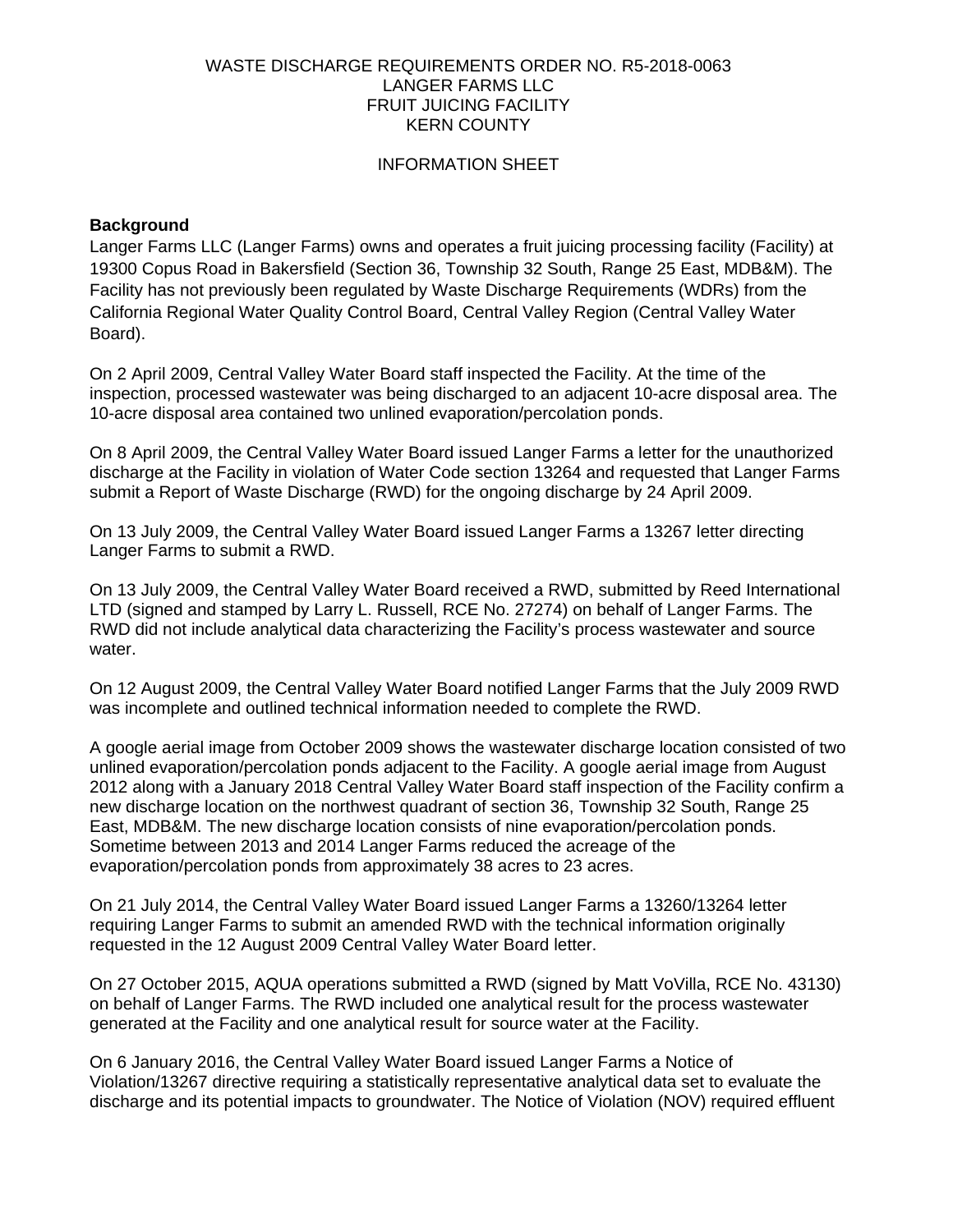WASTE DISCHARGE REQUIREMENTS ORDER NO. R5-2018-0063
LANGER FARMS LLC
FRUIT JUICING FACILITY
KERN COUNTY

INFORMATION SHEET

**Background**

Langer Farms LLC (Langer Farms) owns and operates a fruit juicing processing facility (Facility) at 19300 Copus Road in Bakersfield (Section 36, Township 32 South, Range 25 East, MDB&M). The Facility has not previously been regulated by Waste Discharge Requirements (WDRs) from the California Regional Water Quality Control Board, Central Valley Region (Central Valley Water Board).

On 2 April 2009, Central Valley Water Board staff inspected the Facility. At the time of the inspection, processed wastewater was being discharged to an adjacent 10-acre disposal area. The 10-acre disposal area contained two unlined evaporation/percolation ponds.

On 8 April 2009, the Central Valley Water Board issued Langer Farms a letter for the unauthorized discharge at the Facility in violation of Water Code section 13264 and requested that Langer Farms submit a Report of Waste Discharge (RWD) for the ongoing discharge by 24 April 2009.

On 13 July 2009, the Central Valley Water Board issued Langer Farms a 13267 letter directing Langer Farms to submit a RWD.

On 13 July 2009, the Central Valley Water Board received a RWD, submitted by Reed International LTD (signed and stamped by Larry L. Russell, RCE No. 27274) on behalf of Langer Farms. The RWD did not include analytical data characterizing the Facility's process wastewater and source water.

On 12 August 2009, the Central Valley Water Board notified Langer Farms that the July 2009 RWD was incomplete and outlined technical information needed to complete the RWD.

A google aerial image from October 2009 shows the wastewater discharge location consisted of two unlined evaporation/percolation ponds adjacent to the Facility. A google aerial image from August 2012 along with a January 2018 Central Valley Water Board staff inspection of the Facility confirm a new discharge location on the northwest quadrant of section 36, Township 32 South, Range 25 East, MDB&M. The new discharge location consists of nine evaporation/percolation ponds. Sometime between 2013 and 2014 Langer Farms reduced the acreage of the evaporation/percolation ponds from approximately 38 acres to 23 acres.

On 21 July 2014, the Central Valley Water Board issued Langer Farms a 13260/13264 letter requiring Langer Farms to submit an amended RWD with the technical information originally requested in the 12 August 2009 Central Valley Water Board letter.

On 27 October 2015, AQUA operations submitted a RWD (signed by Matt VoVilla, RCE No. 43130) on behalf of Langer Farms. The RWD included one analytical result for the process wastewater generated at the Facility and one analytical result for source water at the Facility.

On 6 January 2016, the Central Valley Water Board issued Langer Farms a Notice of Violation/13267 directive requiring a statistically representative analytical data set to evaluate the discharge and its potential impacts to groundwater. The Notice of Violation (NOV) required effluent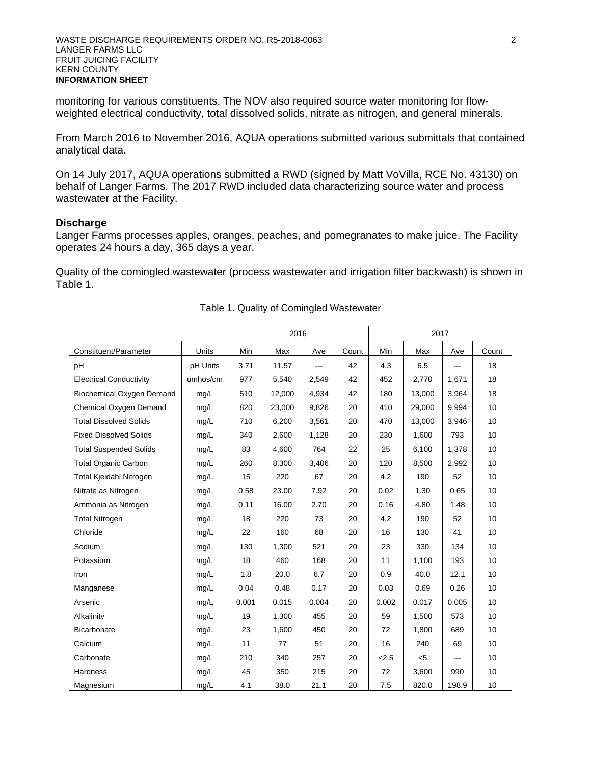monitoring for various constituents. The NOV also required source water monitoring for flow-weighted electrical conductivity, total dissolved solids, nitrate as nitrogen, and general minerals.

From March 2016 to November 2016, AQUA operations submitted various submittals that contained analytical data.

On 14 July 2017, AQUA operations submitted a RWD (signed by Matt VoVilla, RCE No. 43130) on behalf of Langer Farms. The 2017 RWD included data characterizing source water and process wastewater at the Facility.

### Discharge

Langer Farms processes apples, oranges, peaches, and pomegranates to make juice. The Facility operates 24 hours a day, 365 days a year.

Quality of the comingled wastewater (process wastewater and irrigation filter backwash) is shown in Table 1.

Table 1. Quality of Comingled Wastewater

| | | 2016 | | | | 2017 | | | |
|---|---|---|---|---|---|---|---|---|---|
| Constituent/Parameter | Units | Min | Max | Ave | Count | Min | Max | Ave | Count |
| pH | pH Units | 3.71 | 11.57 | --- | 42 | 4.3 | 6.5 | --- | 18 |
| Electrical Conductivity | umhos/cm | 977 | 5,540 | 2,549 | 42 | 452 | 2,770 | 1,671 | 18 |
| Biochemical Oxygen Demand | mg/L | 510 | 12,000 | 4,934 | 42 | 180 | 13,000 | 3,964 | 18 |
| Chemical Oxygen Demand | mg/L | 820 | 23,000 | 9,826 | 20 | 410 | 29,000 | 9,994 | 10 |
| Total Dissolved Solids | mg/L | 710 | 6,200 | 3,561 | 20 | 470 | 13,000 | 3,946 | 10 |
| Fixed Dissolved Solids | mg/L | 340 | 2,600 | 1,128 | 20 | 230 | 1,600 | 793 | 10 |
| Total Suspended Solids | mg/L | 83 | 4,600 | 764 | 22 | 25 | 6,100 | 1,378 | 10 |
| Total Organic Carbon | mg/L | 260 | 8,300 | 3,406 | 20 | 120 | 8,500 | 2,992 | 10 |
| Total Kjeldahl Nitrogen | mg/L | 15 | 220 | 67 | 20 | 4.2 | 190 | 52 | 10 |
| Nitrate as Nitrogen | mg/L | 0.58 | 23.00 | 7.92 | 20 | 0.02 | 1.30 | 0.65 | 10 |
| Ammonia as Nitrogen | mg/L | 0.11 | 16.00 | 2.70 | 20 | 0.16 | 4.80 | 1.48 | 10 |
| Total Nitrogen | mg/L | 18 | 220 | 73 | 20 | 4.2 | 190 | 52 | 10 |
| Chloride | mg/L | 22 | 160 | 68 | 20 | 16 | 130 | 41 | 10 |
| Sodium | mg/L | 130 | 1,300 | 521 | 20 | 23 | 330 | 134 | 10 |
| Potassium | mg/L | 18 | 460 | 168 | 20 | 11 | 1,100 | 193 | 10 |
| Iron | mg/L | 1.8 | 20.0 | 6.7 | 20 | 0.9 | 40.0 | 12.1 | 10 |
| Manganese | mg/L | 0.04 | 0.48 | 0.17 | 20 | 0.03 | 0.69 | 0.26 | 10 |
| Arsenic | mg/L | 0.001 | 0.015 | 0.004 | 20 | 0.002 | 0.017 | 0.005 | 10 |
| Alkalinity | mg/L | 19 | 1,300 | 455 | 20 | 59 | 1,500 | 573 | 10 |
| Bicarbonate | mg/L | 23 | 1,600 | 450 | 20 | 72 | 1,800 | 689 | 10 |
| Calcium | mg/L | 11 | 77 | 51 | 20 | 16 | 240 | 69 | 10 |
| Carbonate | mg/L | 210 | 340 | 257 | 20 | <2.5 | <5 | --- | 10 |
| Hardness | mg/L | 45 | 350 | 215 | 20 | 72 | 3,600 | 990 | 10 |
| Magnesium | mg/L | 4.1 | 38.0 | 21.1 | 20 | 7.5 | 820.0 | 198.9 | 10 |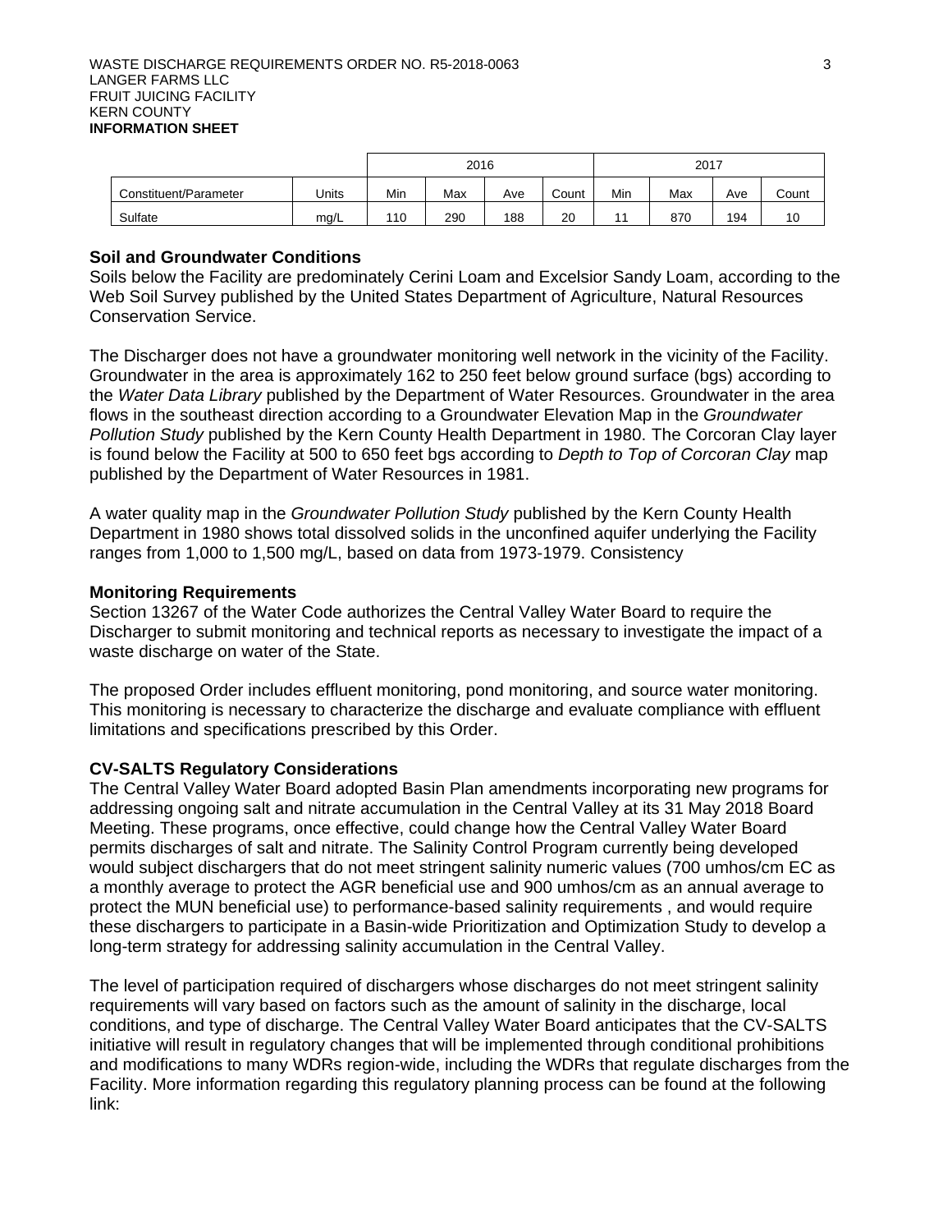| Constituent/Parameter | Units | 2016 | | | | 2017 | | | |
|---|---|---|---|---|---|---|---|---|---|
| | | Min | Max | Ave | Count | Min | Max | Ave | Count |
| Sulfate | mg/L | 110 | 290 | 188 | 20 | 11 | 870 | 194 | 10 |

**Soil and Groundwater Conditions**

Soils below the Facility are predominately Cerini Loam and Excelsior Sandy Loam, according to the Web Soil Survey published by the United States Department of Agriculture, Natural Resources Conservation Service.

The Discharger does not have a groundwater monitoring well network in the vicinity of the Facility. Groundwater in the area is approximately 162 to 250 feet below ground surface (bgs) according to the *Water Data Library* published by the Department of Water Resources. Groundwater in the area flows in the southeast direction according to a Groundwater Elevation Map in the *Groundwater Pollution Study* published by the Kern County Health Department in 1980. The Corcoran Clay layer is found below the Facility at 500 to 650 feet bgs according to *Depth to Top of Corcoran Clay* map published by the Department of Water Resources in 1981.

A water quality map in the *Groundwater Pollution Study* published by the Kern County Health Department in 1980 shows total dissolved solids in the unconfined aquifer underlying the Facility ranges from 1,000 to 1,500 mg/L, based on data from 1973-1979. Consistency

**Monitoring Requirements**

Section 13267 of the Water Code authorizes the Central Valley Water Board to require the Discharger to submit monitoring and technical reports as necessary to investigate the impact of a waste discharge on water of the State.

The proposed Order includes effluent monitoring, pond monitoring, and source water monitoring. This monitoring is necessary to characterize the discharge and evaluate compliance with effluent limitations and specifications prescribed by this Order.

**CV-SALTS Regulatory Considerations**

The Central Valley Water Board adopted Basin Plan amendments incorporating new programs for addressing ongoing salt and nitrate accumulation in the Central Valley at its 31 May 2018 Board Meeting. These programs, once effective, could change how the Central Valley Water Board permits discharges of salt and nitrate. The Salinity Control Program currently being developed would subject dischargers that do not meet stringent salinity numeric values (700 umhos/cm EC as a monthly average to protect the AGR beneficial use and 900 umhos/cm as an annual average to protect the MUN beneficial use) to performance-based salinity requirements , and would require these dischargers to participate in a Basin-wide Prioritization and Optimization Study to develop a long-term strategy for addressing salinity accumulation in the Central Valley.

The level of participation required of dischargers whose discharges do not meet stringent salinity requirements will vary based on factors such as the amount of salinity in the discharge, local conditions, and type of discharge. The Central Valley Water Board anticipates that the CV-SALTS initiative will result in regulatory changes that will be implemented through conditional prohibitions and modifications to many WDRs region-wide, including the WDRs that regulate discharges from the Facility. More information regarding this regulatory planning process can be found at the following link: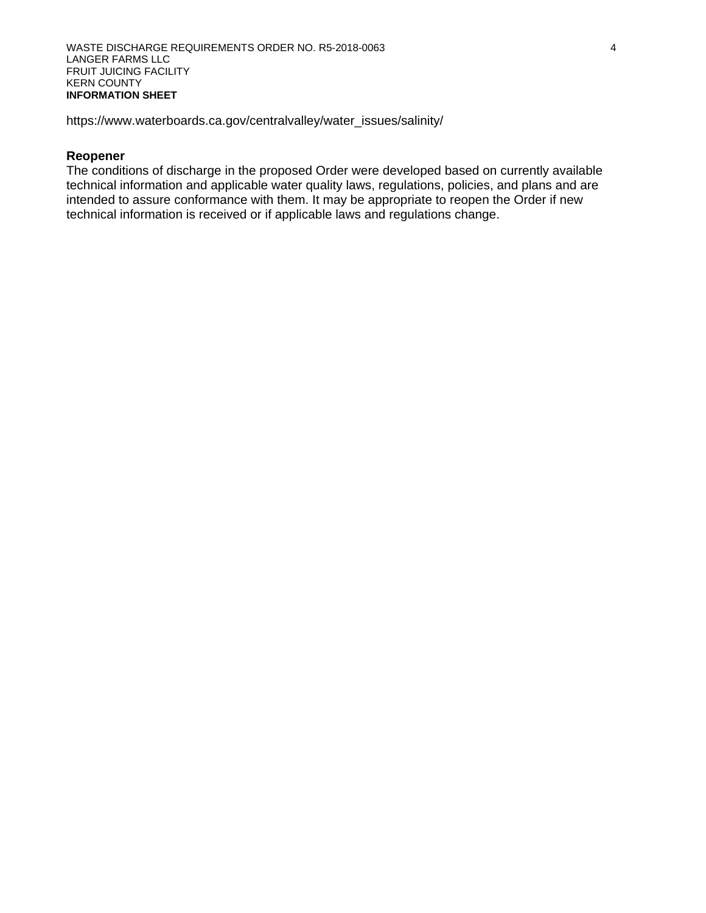https://www.waterboards.ca.gov/centralvalley/water_issues/salinity/

**Reopener**

The conditions of discharge in the proposed Order were developed based on currently available technical information and applicable water quality laws, regulations, policies, and plans and are intended to assure conformance with them. It may be appropriate to reopen the Order if new technical information is received or if applicable laws and regulations change.